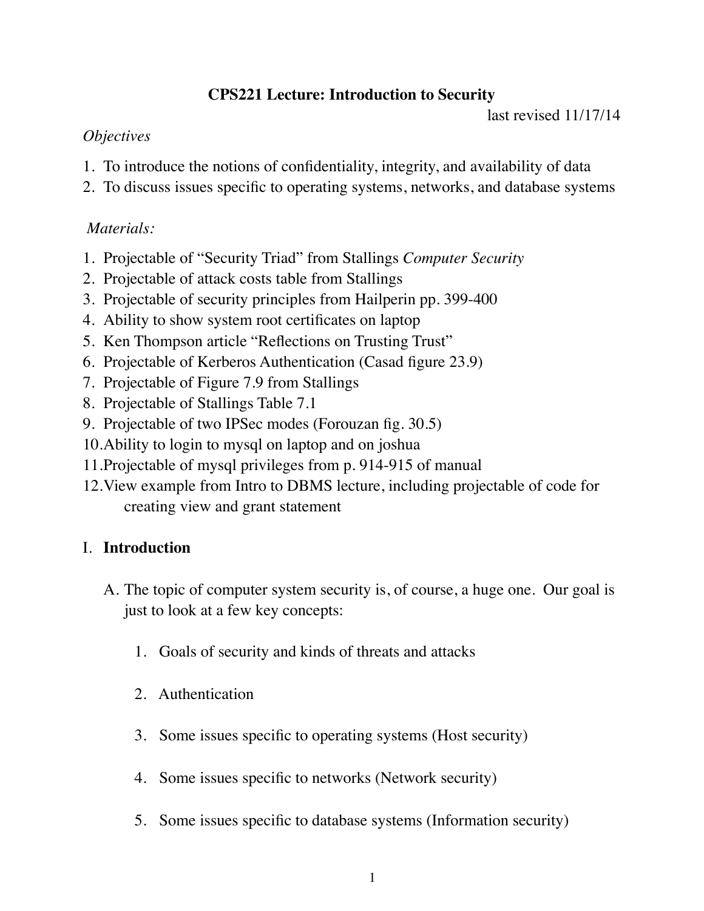# CPS221 Lecture: Introduction to Security

last revised 11/17/14

*Objectives*

1. To introduce the notions of confidentiality, integrity, and availability of data
2. To discuss issues specific to operating systems, networks, and database systems

*Materials:*

1. Projectable of "Security Triad" from Stallings *Computer Security*
2. Projectable of attack costs table from Stallings
3. Projectable of security principles from Hailperin pp. 399-400
4. Ability to show system root certificates on laptop
5. Ken Thompson article "Reflections on Trusting Trust"
6. Projectable of Kerberos Authentication (Casad figure 23.9)
7. Projectable of Figure 7.9 from Stallings
8. Projectable of Stallings Table 7.1
9. Projectable of two IPSec modes (Forouzan fig. 30.5)
10. Ability to login to mysql on laptop and on joshua
11. Projectable of mysql privileges from p. 914-915 of manual
12. View example from Intro to DBMS lecture, including projectable of code for creating view and grant statement

## I. Introduction

A. The topic of computer system security is, of course, a huge one. Our goal is just to look at a few key concepts:

1. Goals of security and kinds of threats and attacks
2. Authentication
3. Some issues specific to operating systems (Host security)
4. Some issues specific to networks (Network security)
5. Some issues specific to database systems (Information security)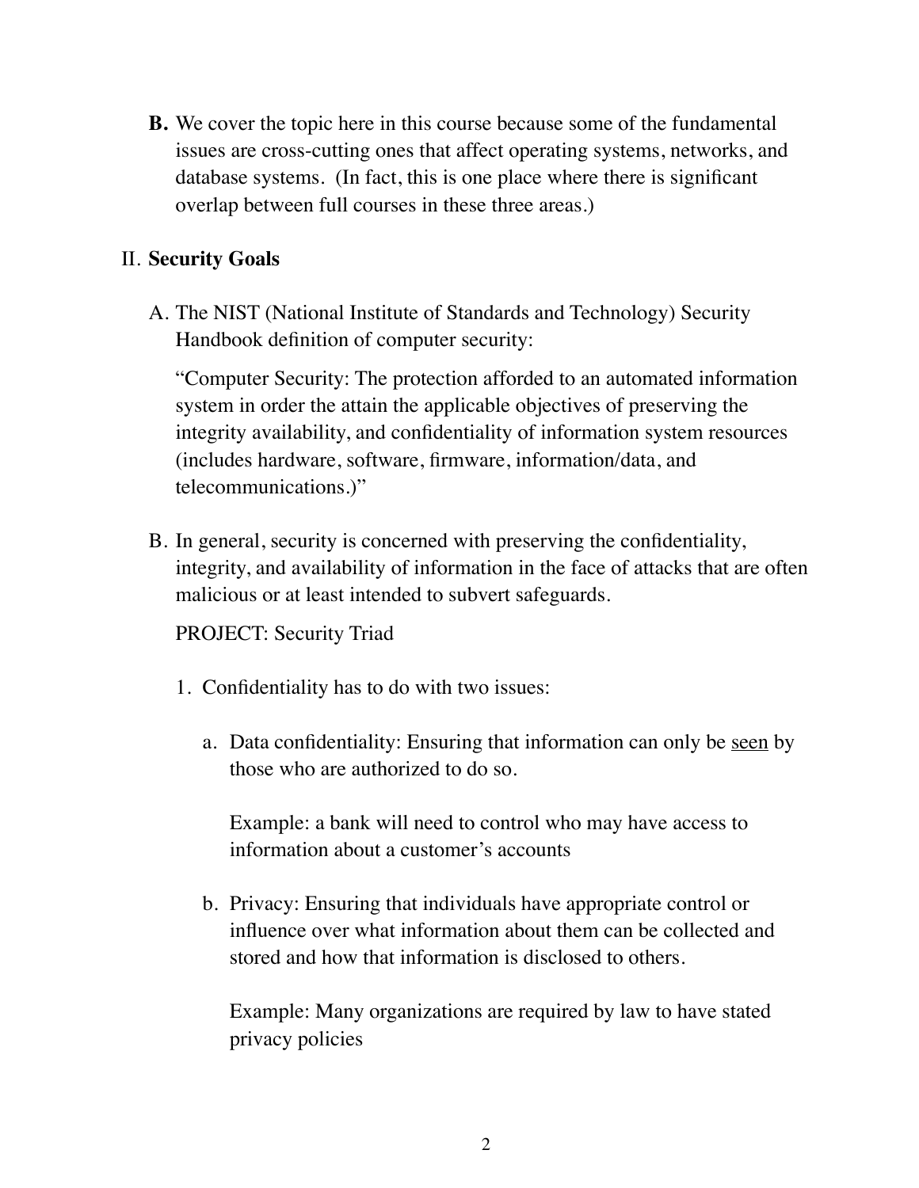**B.** We cover the topic here in this course because some of the fundamental issues are cross-cutting ones that affect operating systems, networks, and database systems. (In fact, this is one place where there is significant overlap between full courses in these three areas.)

## II. **Security Goals**

A. The NIST (National Institute of Standards and Technology) Security Handbook definition of computer security:

"Computer Security: The protection afforded to an automated information system in order the attain the applicable objectives of preserving the integrity availability, and confidentiality of information system resources (includes hardware, software, firmware, information/data, and telecommunications.)"

B. In general, security is concerned with preserving the confidentiality, integrity, and availability of information in the face of attacks that are often malicious or at least intended to subvert safeguards.

PROJECT: Security Triad

1. Confidentiality has to do with two issues:

    a. Data confidentiality: Ensuring that information can only be <u>seen</u> by those who are authorized to do so.

       Example: a bank will need to control who may have access to information about a customer's accounts

    b. Privacy: Ensuring that individuals have appropriate control or influence over what information about them can be collected and stored and how that information is disclosed to others.

       Example: Many organizations are required by law to have stated privacy policies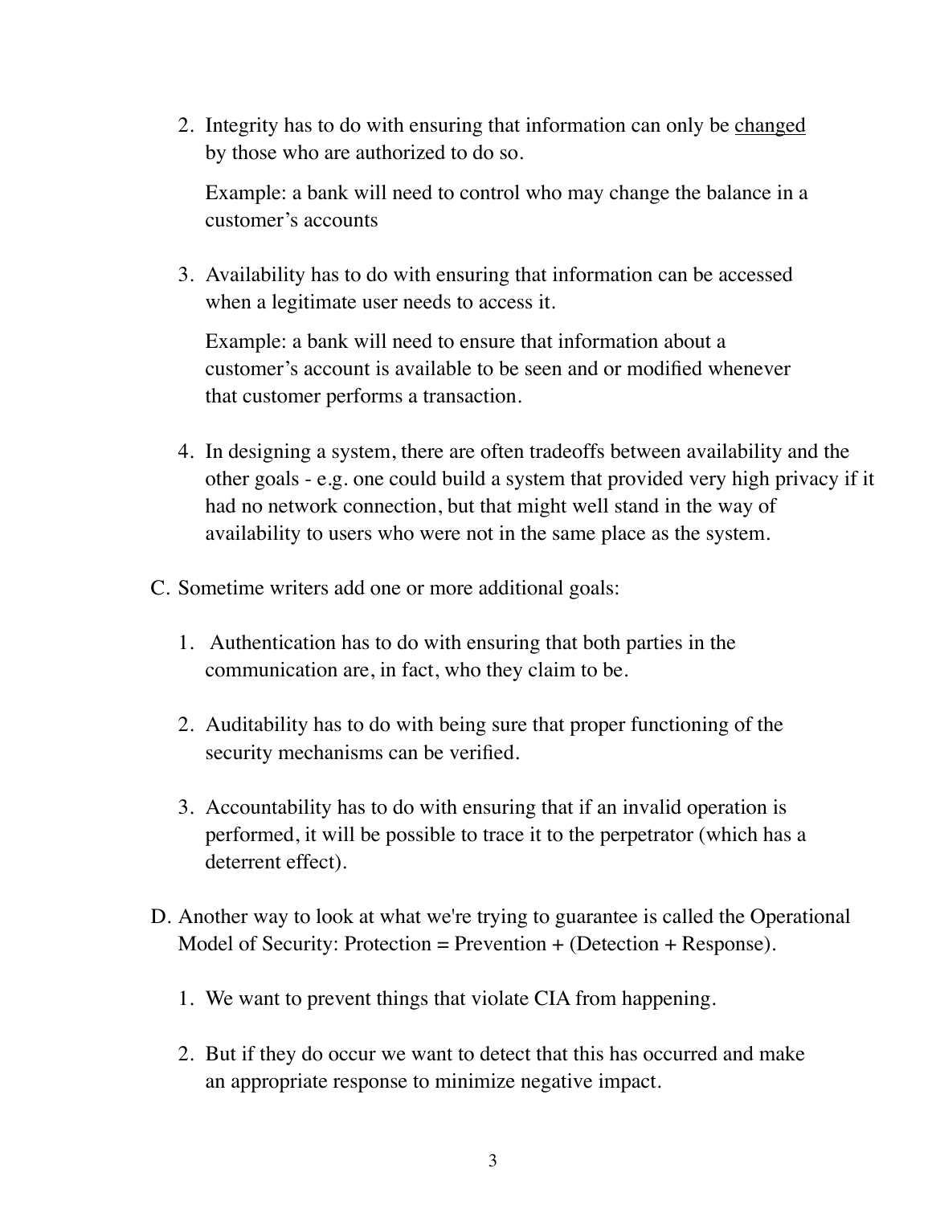2. Integrity has to do with ensuring that information can only be <u>changed</u> by those who are authorized to do so.

   Example: a bank will need to control who may change the balance in a customer's accounts

3. Availability has to do with ensuring that information can be accessed when a legitimate user needs to access it.

   Example: a bank will need to ensure that information about a customer's account is available to be seen and or modified whenever that customer performs a transaction.

4. In designing a system, there are often tradeoffs between availability and the other goals - e.g. one could build a system that provided very high privacy if it had no network connection, but that might well stand in the way of availability to users who were not in the same place as the system.

C. Sometime writers add one or more additional goals:

   1. Authentication has to do with ensuring that both parties in the communication are, in fact, who they claim to be.

   2. Auditability has to do with being sure that proper functioning of the security mechanisms can be verified.

   3. Accountability has to do with ensuring that if an invalid operation is performed, it will be possible to trace it to the perpetrator (which has a deterrent effect).

D. Another way to look at what we're trying to guarantee is called the Operational Model of Security: Protection = Prevention + (Detection + Response).

   1. We want to prevent things that violate CIA from happening.

   2. But if they do occur we want to detect that this has occurred and make an appropriate response to minimize negative impact.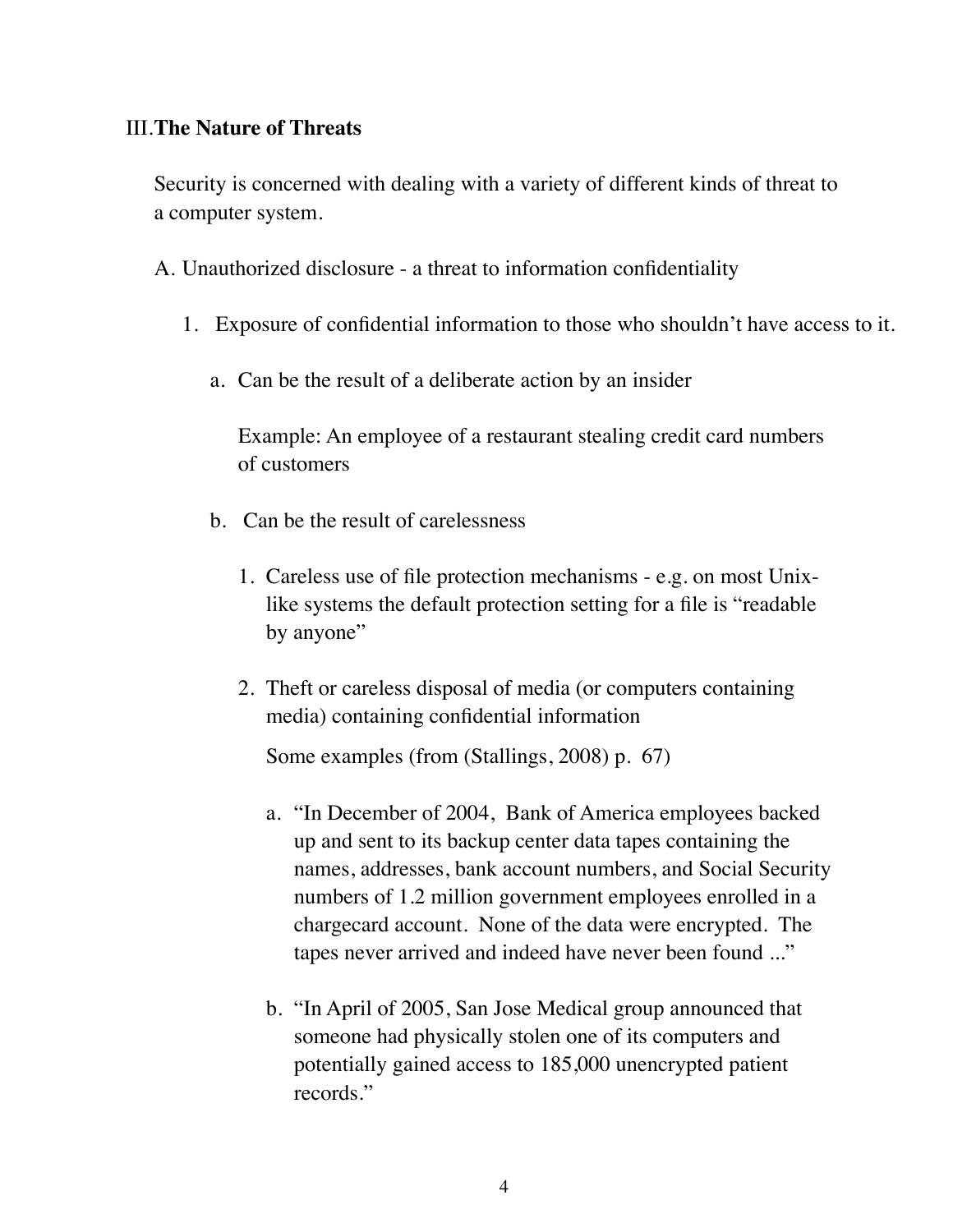## III. The Nature of Threats

Security is concerned with dealing with a variety of different kinds of threat to a computer system.

A. Unauthorized disclosure - a threat to information confidentiality

1. Exposure of confidential information to those who shouldn't have access to it.

   a. Can be the result of a deliberate action by an insider

      Example: An employee of a restaurant stealing credit card numbers of customers

   b. Can be the result of carelessness

      1. Careless use of file protection mechanisms - e.g. on most Unix-like systems the default protection setting for a file is "readable by anyone"

      2. Theft or careless disposal of media (or computers containing media) containing confidential information

         Some examples (from (Stallings, 2008) p. 67)

         a. "In December of 2004, Bank of America employees backed up and sent to its backup center data tapes containing the names, addresses, bank account numbers, and Social Security numbers of 1.2 million government employees enrolled in a chargecard account. None of the data were encrypted. The tapes never arrived and indeed have never been found ..."

         b. "In April of 2005, San Jose Medical group announced that someone had physically stolen one of its computers and potentially gained access to 185,000 unencrypted patient records."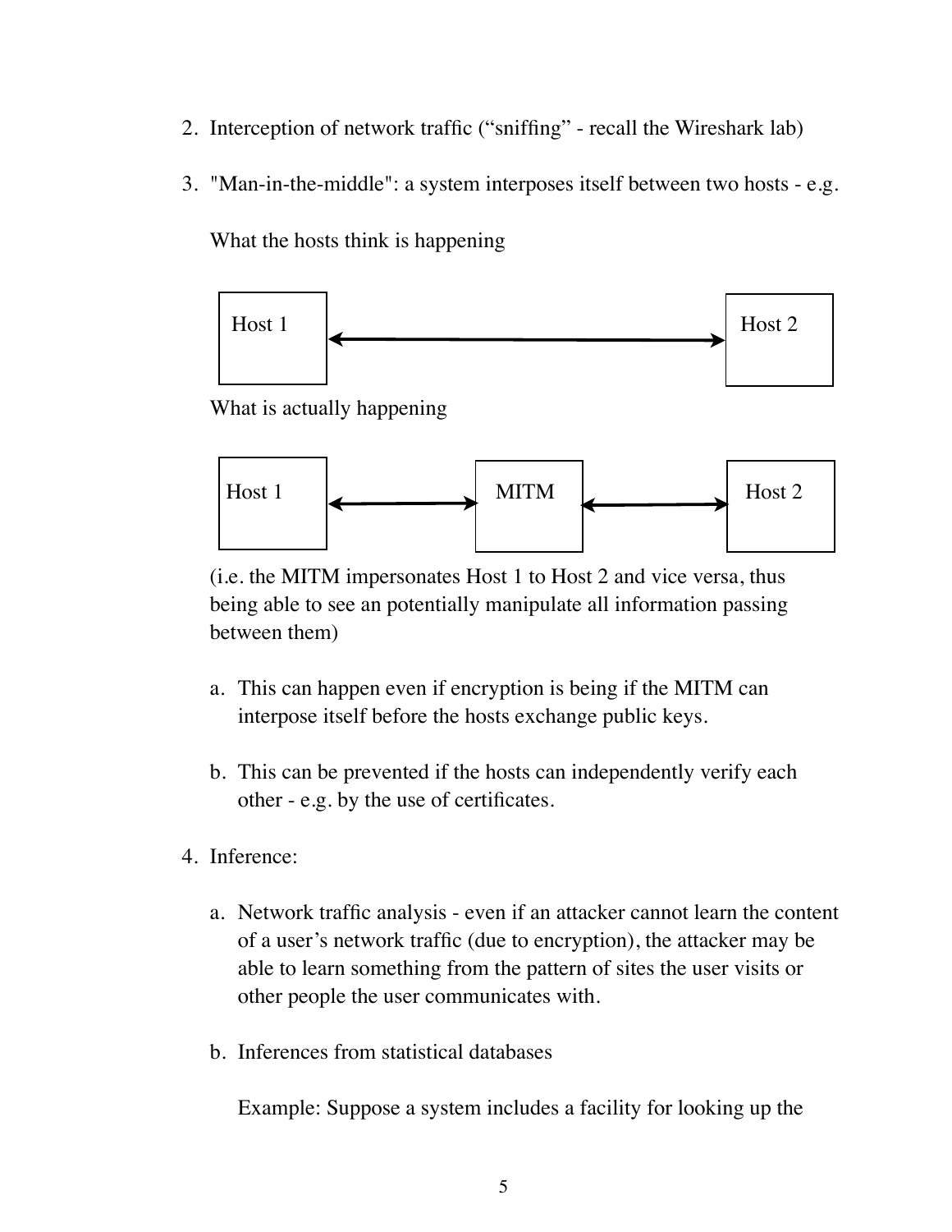2. Interception of network traffic (“sniffing” - recall the Wireshark lab)

3. "Man-in-the-middle": a system interposes itself between two hosts - e.g.

   What the hosts think is happening

   ```
   Host 1  <------------------------------>  Host 2
   ```

   What is actually happening

   ```
   Host 1  <---------->  MITM  <---------->  Host 2
   ```

   (i.e. the MITM impersonates Host 1 to Host 2 and vice versa, thus being able to see an potentially manipulate all information passing between them)

   a. This can happen even if encryption is being if the MITM can interpose itself before the hosts exchange public keys.

   b. This can be prevented if the hosts can independently verify each other - e.g. by the use of certificates.

4. Inference:

   a. Network traffic analysis - even if an attacker cannot learn the content of a user’s network traffic (due to encryption), the attacker may be able to learn something from the pattern of sites the user visits or other people the user communicates with.

   b. Inferences from statistical databases

      Example: Suppose a system includes a facility for looking up the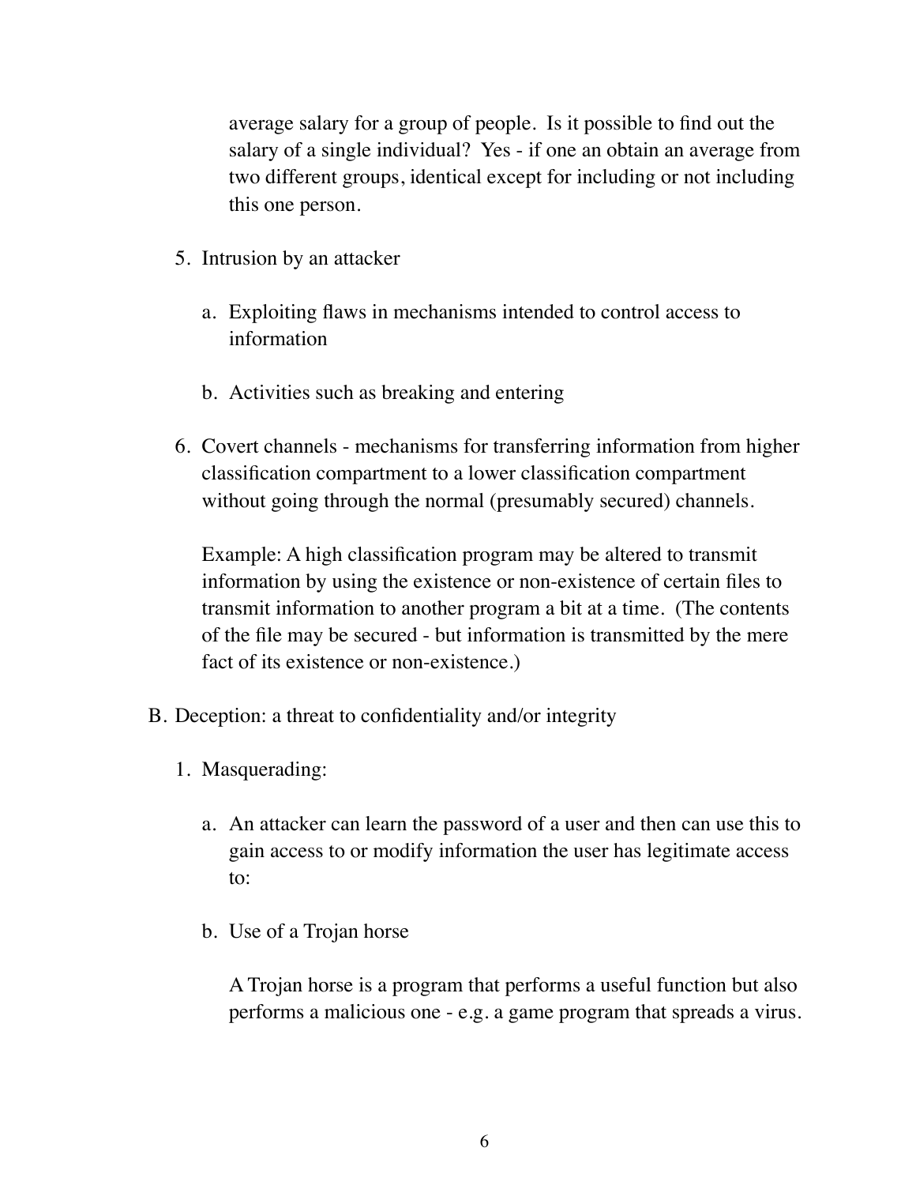average salary for a group of people. Is it possible to find out the salary of a single individual? Yes - if one an obtain an average from two different groups, identical except for including or not including this one person.

5. Intrusion by an attacker

    a. Exploiting flaws in mechanisms intended to control access to information

    b. Activities such as breaking and entering

6. Covert channels - mechanisms for transferring information from higher classification compartment to a lower classification compartment without going through the normal (presumably secured) channels.

    Example: A high classification program may be altered to transmit information by using the existence or non-existence of certain files to transmit information to another program a bit at a time. (The contents of the file may be secured - but information is transmitted by the mere fact of its existence or non-existence.)

B. Deception: a threat to confidentiality and/or integrity

1. Masquerading:

    a. An attacker can learn the password of a user and then can use this to gain access to or modify information the user has legitimate access to:

    b. Use of a Trojan horse

        A Trojan horse is a program that performs a useful function but also performs a malicious one - e.g. a game program that spreads a virus.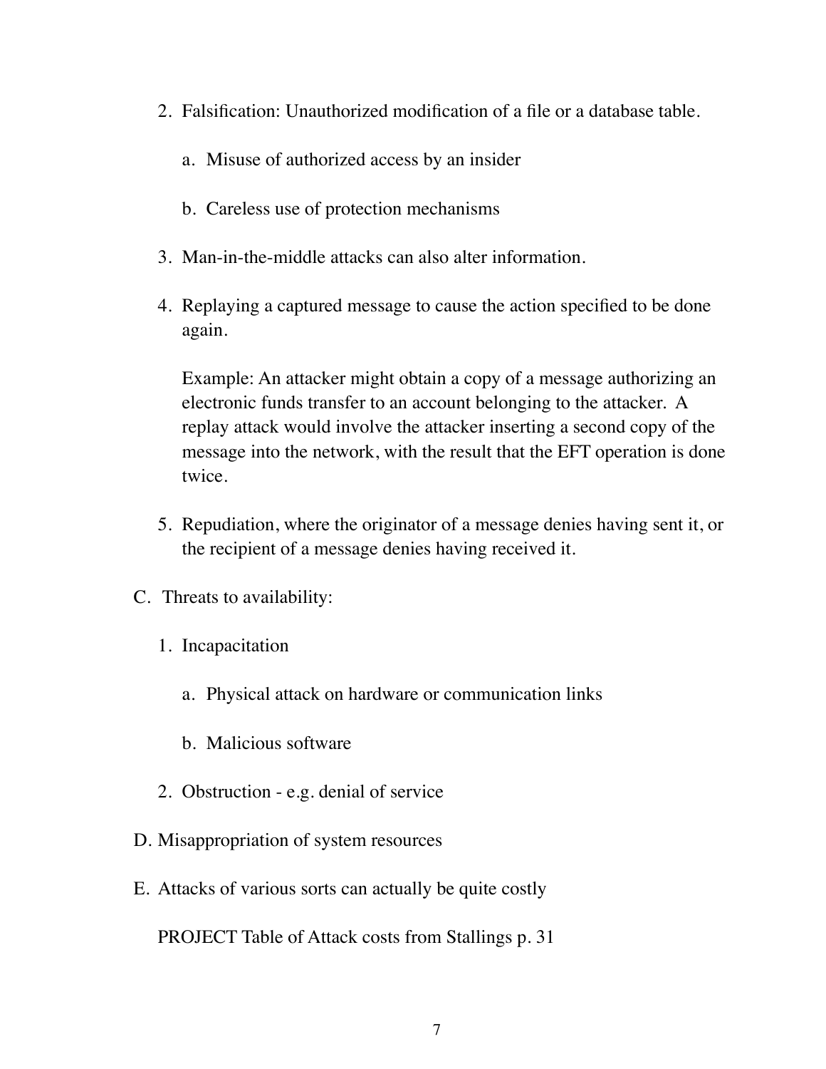2. Falsification: Unauthorized modification of a file or a database table.

    a. Misuse of authorized access by an insider

    b. Careless use of protection mechanisms

3. Man-in-the-middle attacks can also alter information.

4. Replaying a captured message to cause the action specified to be done again.

    Example: An attacker might obtain a copy of a message authorizing an electronic funds transfer to an account belonging to the attacker. A replay attack would involve the attacker inserting a second copy of the message into the network, with the result that the EFT operation is done twice.

5. Repudiation, where the originator of a message denies having sent it, or the recipient of a message denies having received it.

C. Threats to availability:

1. Incapacitation

    a. Physical attack on hardware or communication links

    b. Malicious software

2. Obstruction - e.g. denial of service

D. Misappropriation of system resources

E. Attacks of various sorts can actually be quite costly

PROJECT Table of Attack costs from Stallings p. 31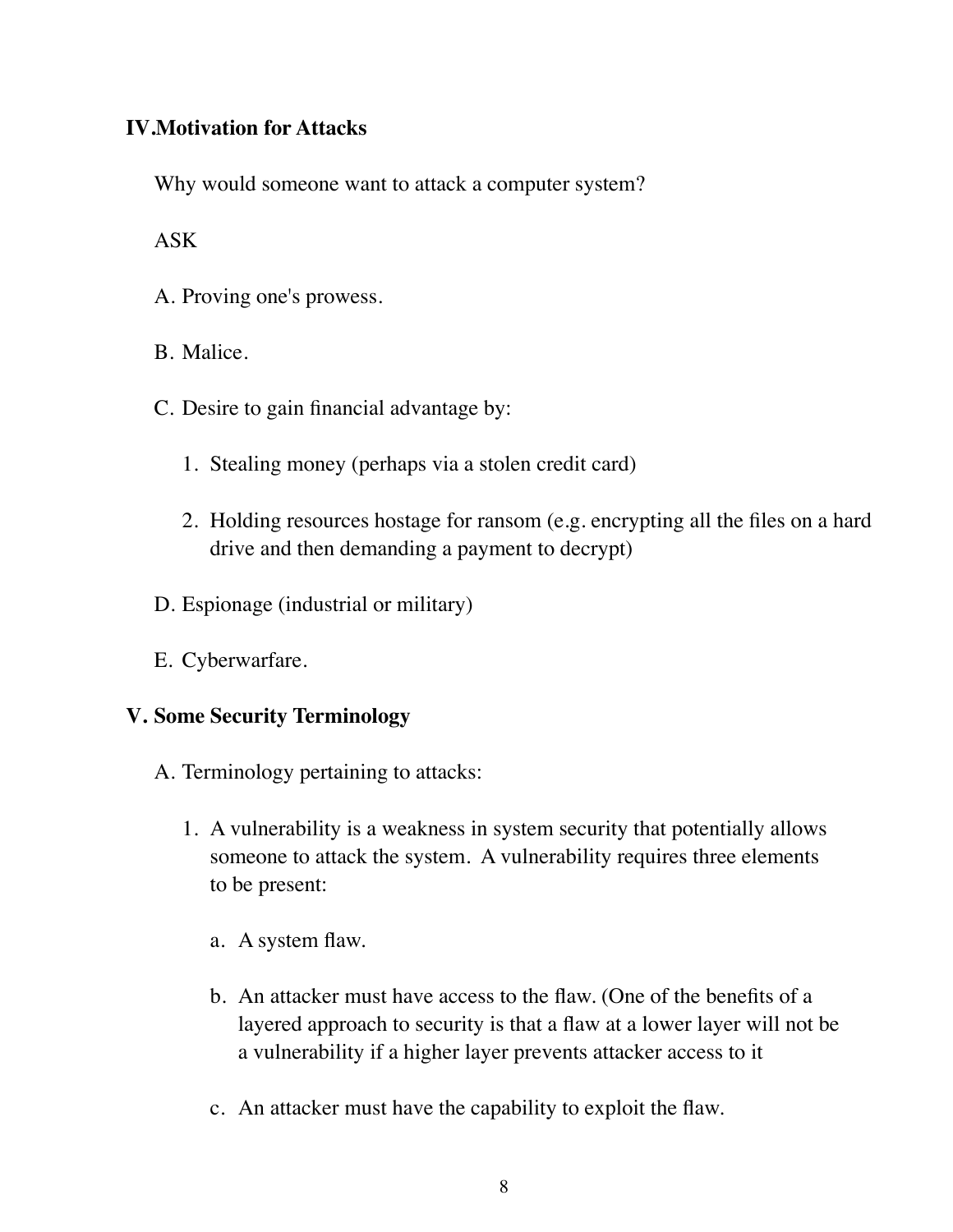## IV. Motivation for Attacks

Why would someone want to attack a computer system?

ASK

A. Proving one's prowess.

B. Malice.

C. Desire to gain financial advantage by:

   1. Stealing money (perhaps via a stolen credit card)

   2. Holding resources hostage for ransom (e.g. encrypting all the files on a hard drive and then demanding a payment to decrypt)

D. Espionage (industrial or military)

E. Cyberwarfare.

## V. Some Security Terminology

A. Terminology pertaining to attacks:

   1. A vulnerability is a weakness in system security that potentially allows someone to attack the system. A vulnerability requires three elements to be present:

      a. A system flaw.

      b. An attacker must have access to the flaw. (One of the benefits of a layered approach to security is that a flaw at a lower layer will not be a vulnerability if a higher layer prevents attacker access to it

      c. An attacker must have the capability to exploit the flaw.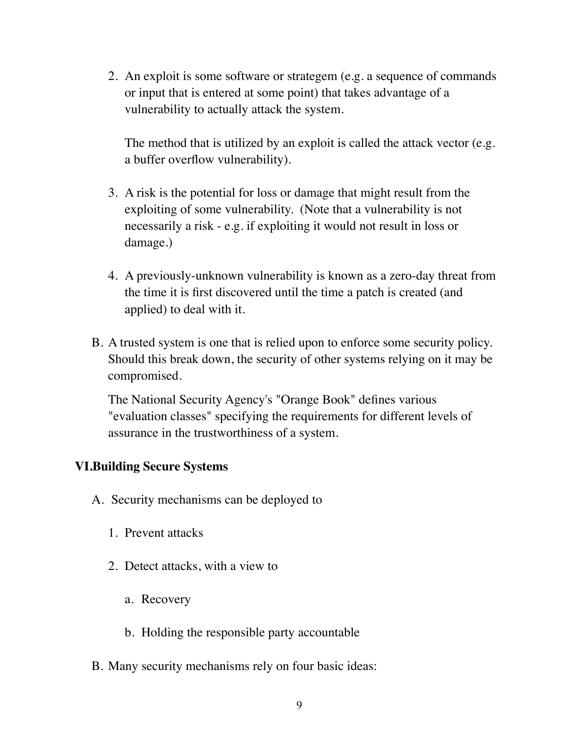2. An exploit is some software or strategem (e.g. a sequence of commands or input that is entered at some point) that takes advantage of a vulnerability to actually attack the system.

   The method that is utilized by an exploit is called the attack vector (e.g. a buffer overflow vulnerability).

3. A risk is the potential for loss or damage that might result from the exploiting of some vulnerability. (Note that a vulnerability is not necessarily a risk - e.g. if exploiting it would not result in loss or damage.)

4. A previously-unknown vulnerability is known as a zero-day threat from the time it is first discovered until the time a patch is created (and applied) to deal with it.

B. A trusted system is one that is relied upon to enforce some security policy. Should this break down, the security of other systems relying on it may be compromised.

   The National Security Agency's "Orange Book" defines various "evaluation classes" specifying the requirements for different levels of assurance in the trustworthiness of a system.

## VI. Building Secure Systems

A. Security mechanisms can be deployed to

   1. Prevent attacks

   2. Detect attacks, with a view to

      a. Recovery

      b. Holding the responsible party accountable

B. Many security mechanisms rely on four basic ideas: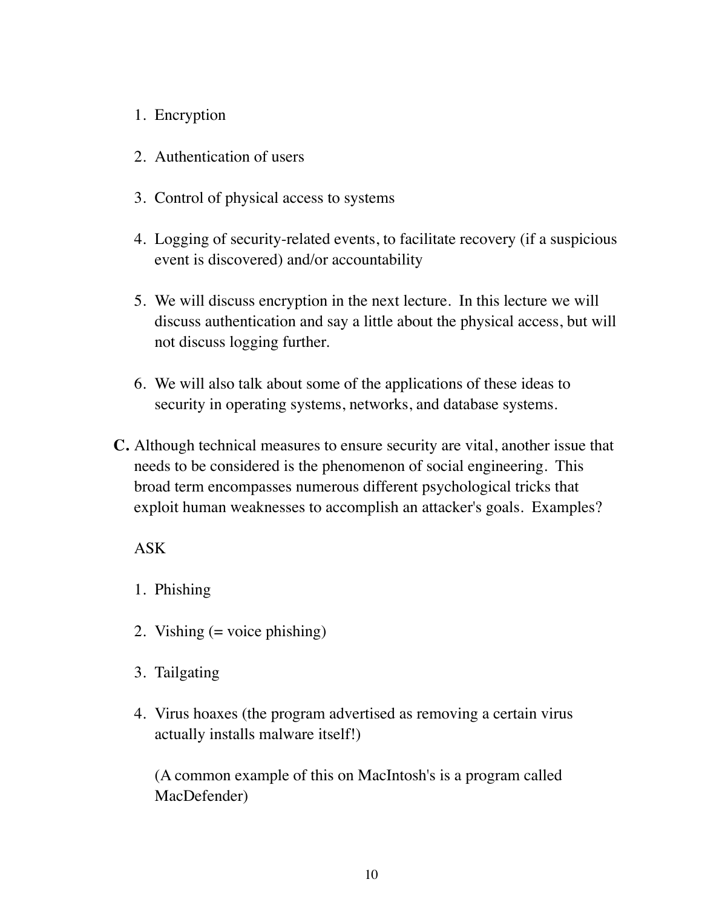1. Encryption

2. Authentication of users

3. Control of physical access to systems

4. Logging of security-related events, to facilitate recovery (if a suspicious event is discovered) and/or accountability

5. We will discuss encryption in the next lecture. In this lecture we will discuss authentication and say a little about the physical access, but will not discuss logging further.

6. We will also talk about some of the applications of these ideas to security in operating systems, networks, and database systems.

**C.** Although technical measures to ensure security are vital, another issue that needs to be considered is the phenomenon of social engineering. This broad term encompasses numerous different psychological tricks that exploit human weaknesses to accomplish an attacker's goals. Examples?

ASK

1. Phishing

2. Vishing (= voice phishing)

3. Tailgating

4. Virus hoaxes (the program advertised as removing a certain virus actually installs malware itself!)

   (A common example of this on MacIntosh's is a program called MacDefender)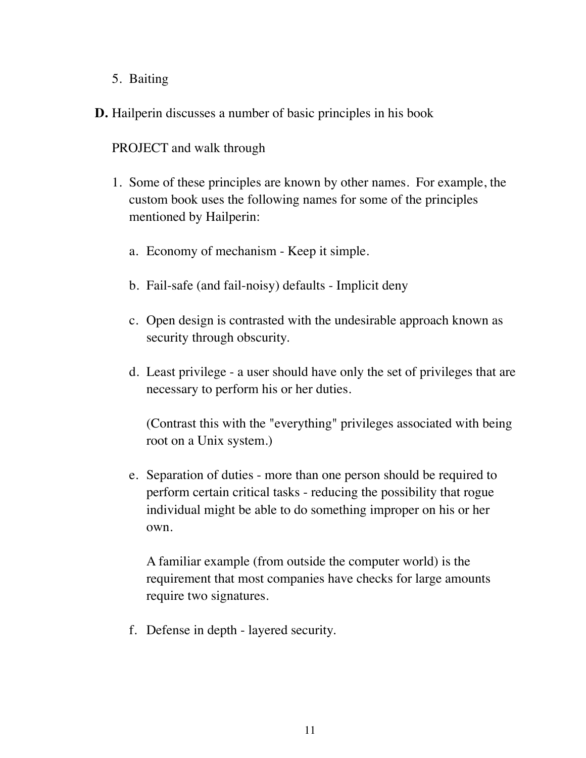5. Baiting

**D.** Hailperin discusses a number of basic principles in his book

PROJECT and walk through

1. Some of these principles are known by other names. For example, the custom book uses the following names for some of the principles mentioned by Hailperin:

    a. Economy of mechanism - Keep it simple.

    b. Fail-safe (and fail-noisy) defaults - Implicit deny

    c. Open design is contrasted with the undesirable approach known as security through obscurity.

    d. Least privilege - a user should have only the set of privileges that are necessary to perform his or her duties.

    (Contrast this with the "everything" privileges associated with being root on a Unix system.)

    e. Separation of duties - more than one person should be required to perform certain critical tasks - reducing the possibility that rogue individual might be able to do something improper on his or her own.

    A familiar example (from outside the computer world) is the requirement that most companies have checks for large amounts require two signatures.

    f. Defense in depth - layered security.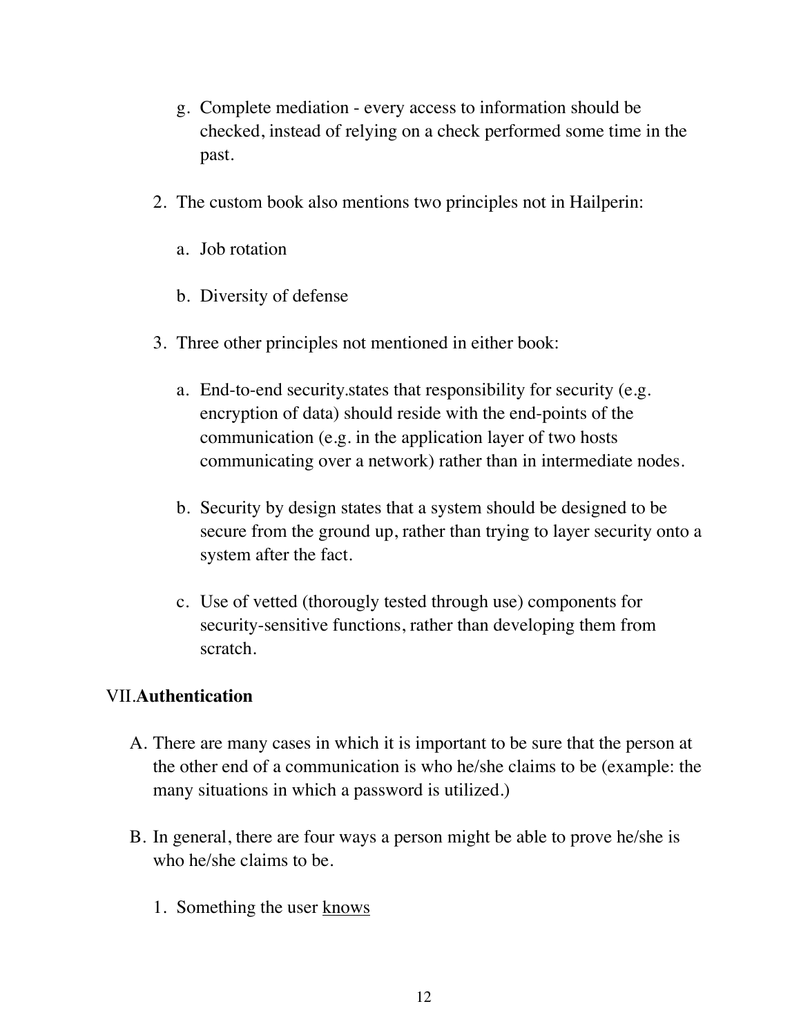g. Complete mediation - every access to information should be checked, instead of relying on a check performed some time in the past.

2. The custom book also mentions two principles not in Hailperin:

   a. Job rotation

   b. Diversity of defense

3. Three other principles not mentioned in either book:

   a. End-to-end security.states that responsibility for security (e.g. encryption of data) should reside with the end-points of the communication (e.g. in the application layer of two hosts communicating over a network) rather than in intermediate nodes.

   b. Security by design states that a system should be designed to be secure from the ground up, rather than trying to layer security onto a system after the fact.

   c. Use of vetted (thorougly tested through use) components for security-sensitive functions, rather than developing them from scratch.

## VII. **Authentication**

A. There are many cases in which it is important to be sure that the person at the other end of a communication is who he/she claims to be (example: the many situations in which a password is utilized.)

B. In general, there are four ways a person might be able to prove he/she is who he/she claims to be.

   1. Something the user <u>knows</u>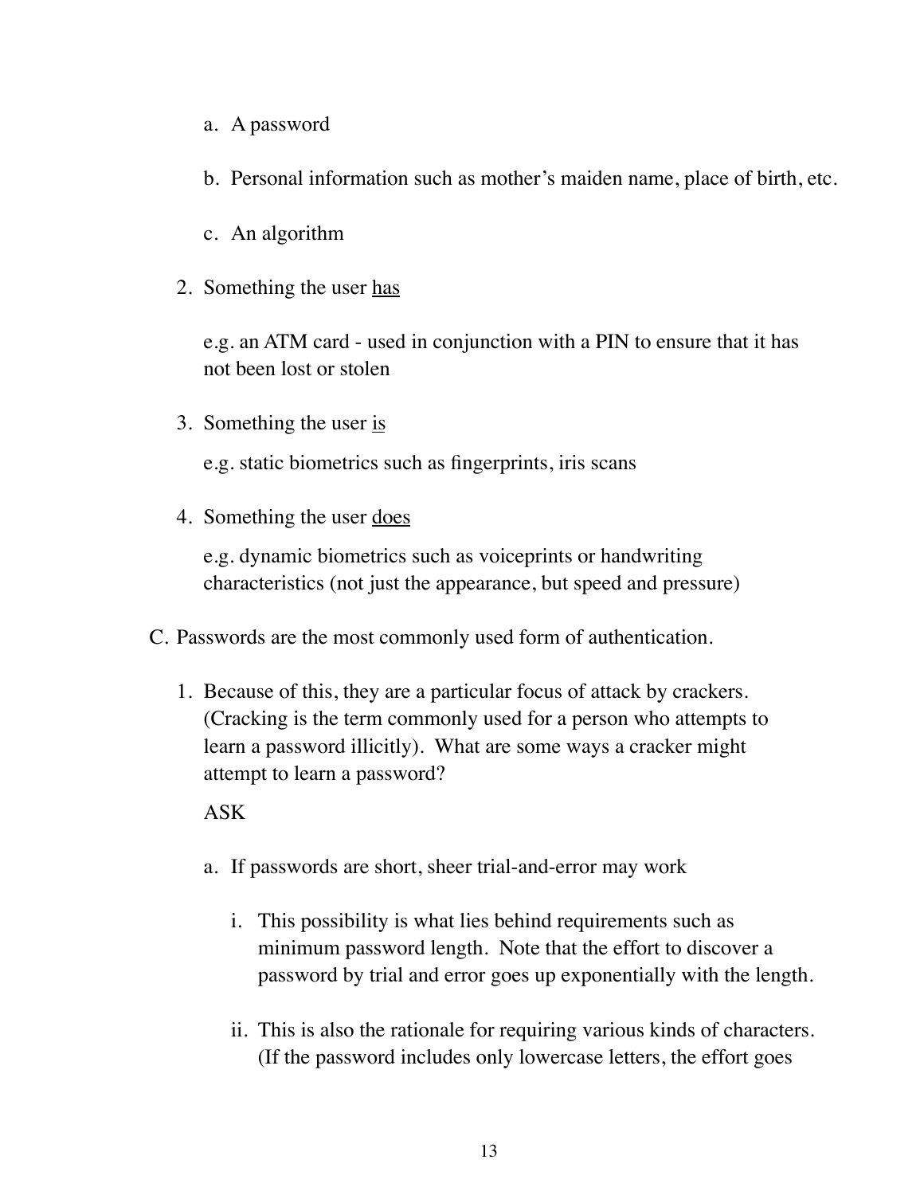a. A password

b. Personal information such as mother's maiden name, place of birth, etc.

c. An algorithm

2. Something the user <u>has</u>

   e.g. an ATM card - used in conjunction with a PIN to ensure that it has not been lost or stolen

3. Something the user <u>is</u>

   e.g. static biometrics such as fingerprints, iris scans

4. Something the user <u>does</u>

   e.g. dynamic biometrics such as voiceprints or handwriting characteristics (not just the appearance, but speed and pressure)

C. Passwords are the most commonly used form of authentication.

1. Because of this, they are a particular focus of attack by crackers. (Cracking is the term commonly used for a person who attempts to learn a password illicitly). What are some ways a cracker might attempt to learn a password?

   ASK

   a. If passwords are short, sheer trial-and-error may work

      i. This possibility is what lies behind requirements such as minimum password length. Note that the effort to discover a password by trial and error goes up exponentially with the length.

      ii. This is also the rationale for requiring various kinds of characters. (If the password includes only lowercase letters, the effort goes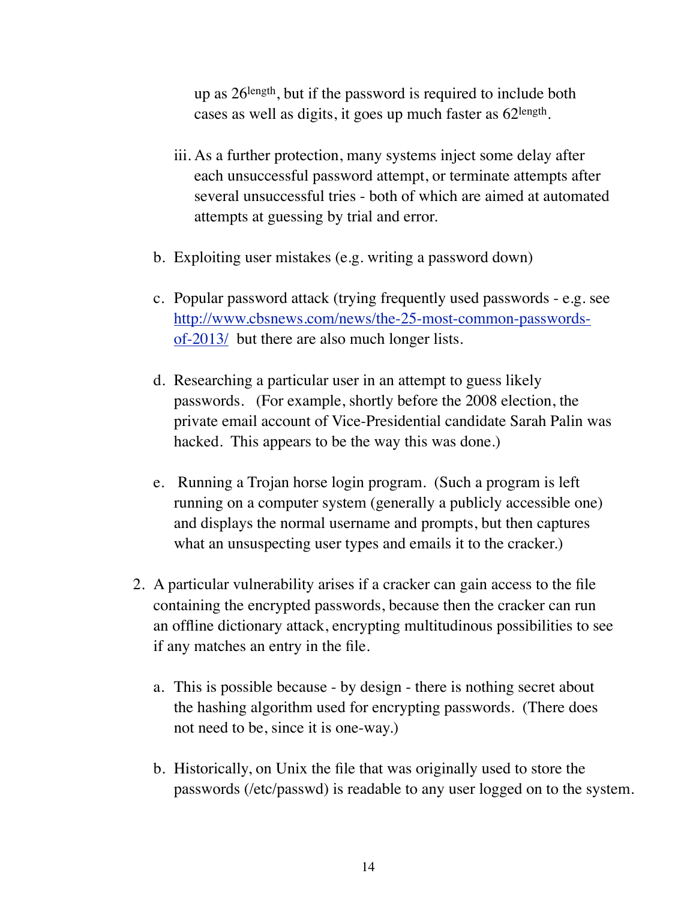up as $26^{length}$, but if the password is required to include both cases as well as digits, it goes up much faster as $62^{length}$.

   iii. As a further protection, many systems inject some delay after each unsuccessful password attempt, or terminate attempts after several unsuccessful tries - both of which are aimed at automated attempts at guessing by trial and error.

   b. Exploiting user mistakes (e.g. writing a password down)

   c. Popular password attack (trying frequently used passwords - e.g. see [http://www.cbsnews.com/news/the-25-most-common-passwords-of-2013/](http://www.cbsnews.com/news/the-25-most-common-passwords-of-2013/) but there are also much longer lists.

   d. Researching a particular user in an attempt to guess likely passwords. (For example, shortly before the 2008 election, the private email account of Vice-Presidential candidate Sarah Palin was hacked. This appears to be the way this was done.)

   e. Running a Trojan horse login program. (Such a program is left running on a computer system (generally a publicly accessible one) and displays the normal username and prompts, but then captures what an unsuspecting user types and emails it to the cracker.)

2. A particular vulnerability arises if a cracker can gain access to the file containing the encrypted passwords, because then the cracker can run an offline dictionary attack, encrypting multitudinous possibilities to see if any matches an entry in the file.

   a. This is possible because - by design - there is nothing secret about the hashing algorithm used for encrypting passwords. (There does not need to be, since it is one-way.)

   b. Historically, on Unix the file that was originally used to store the passwords (/etc/passwd) is readable to any user logged on to the system.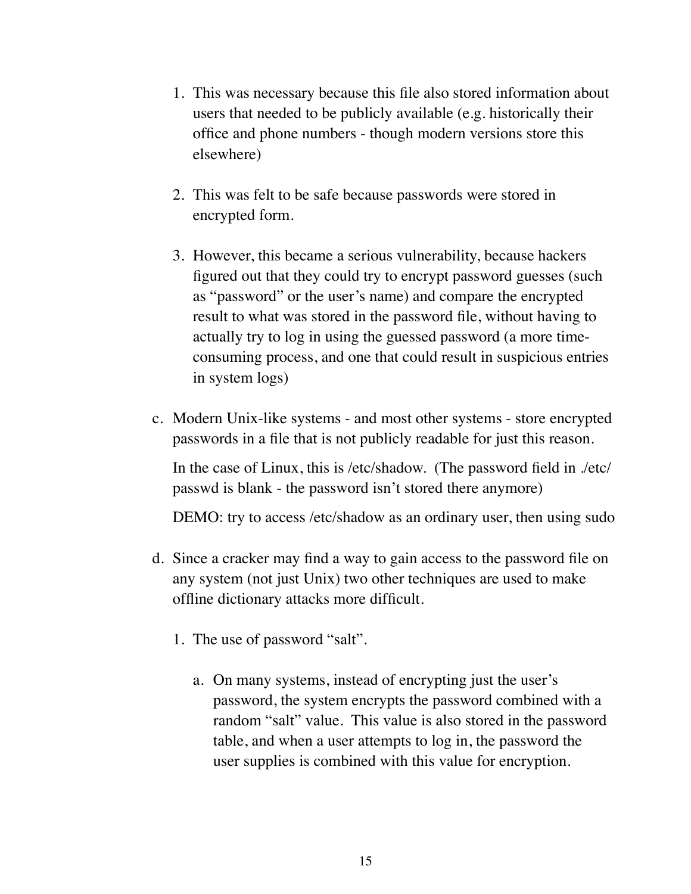1. This was necessary because this file also stored information about users that needed to be publicly available (e.g. historically their office and phone numbers - though modern versions store this elsewhere)

2. This was felt to be safe because passwords were stored in encrypted form.

3. However, this became a serious vulnerability, because hackers figured out that they could try to encrypt password guesses (such as "password" or the user's name) and compare the encrypted result to what was stored in the password file, without having to actually try to log in using the guessed password (a more time-consuming process, and one that could result in suspicious entries in system logs)

c. Modern Unix-like systems - and most other systems - store encrypted passwords in a file that is not publicly readable for just this reason.

   In the case of Linux, this is /etc/shadow. (The password field in ./etc/passwd is blank - the password isn't stored there anymore)

   DEMO: try to access /etc/shadow as an ordinary user, then using sudo

d. Since a cracker may find a way to gain access to the password file on any system (not just Unix) two other techniques are used to make offline dictionary attacks more difficult.

   1. The use of password "salt".

      a. On many systems, instead of encrypting just the user's password, the system encrypts the password combined with a random "salt" value. This value is also stored in the password table, and when a user attempts to log in, the password the user supplies is combined with this value for encryption.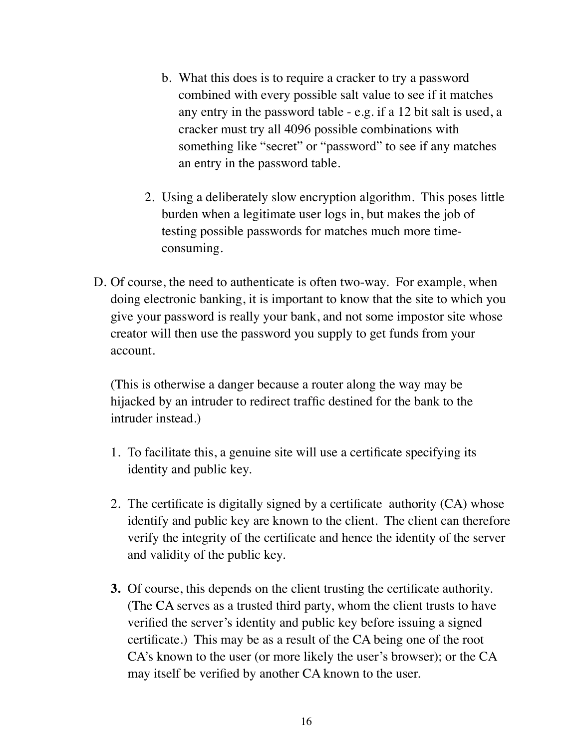b. What this does is to require a cracker to try a password combined with every possible salt value to see if it matches any entry in the password table - e.g. if a 12 bit salt is used, a cracker must try all 4096 possible combinations with something like "secret" or "password" to see if any matches an entry in the password table.

2. Using a deliberately slow encryption algorithm. This poses little burden when a legitimate user logs in, but makes the job of testing possible passwords for matches much more time-consuming.

D. Of course, the need to authenticate is often two-way. For example, when doing electronic banking, it is important to know that the site to which you give your password is really your bank, and not some impostor site whose creator will then use the password you supply to get funds from your account.

   (This is otherwise a danger because a router along the way may be hijacked by an intruder to redirect traffic destined for the bank to the intruder instead.)

   1. To facilitate this, a genuine site will use a certificate specifying its identity and public key.

   2. The certificate is digitally signed by a certificate authority (CA) whose identify and public key are known to the client. The client can therefore verify the integrity of the certificate and hence the identity of the server and validity of the public key.

   **3.** Of course, this depends on the client trusting the certificate authority. (The CA serves as a trusted third party, whom the client trusts to have verified the server's identity and public key before issuing a signed certificate.) This may be as a result of the CA being one of the root CA's known to the user (or more likely the user's browser); or the CA may itself be verified by another CA known to the user.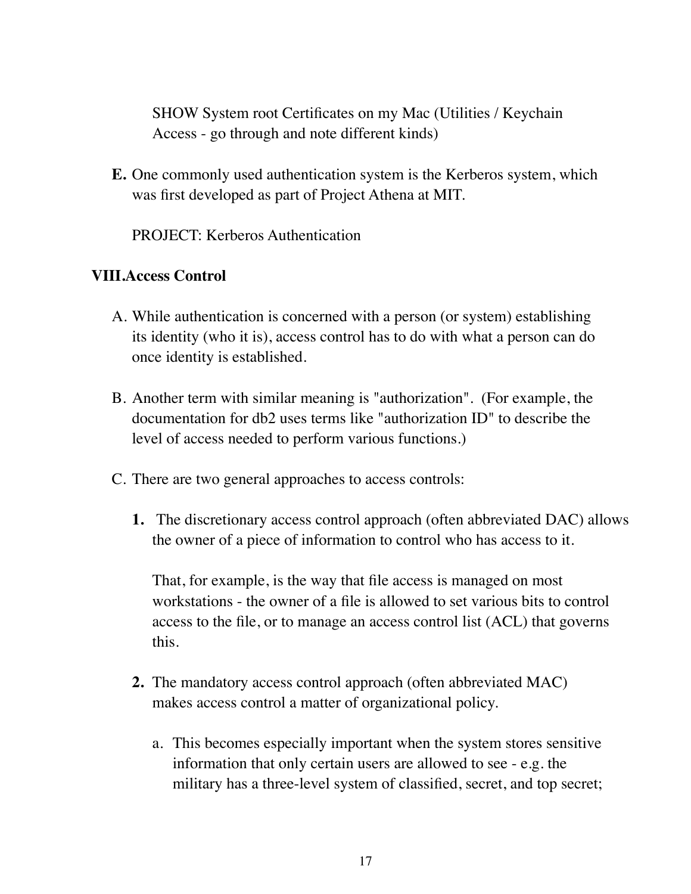SHOW System root Certificates on my Mac (Utilities / Keychain Access - go through and note different kinds)

**E.** One commonly used authentication system is the Kerberos system, which was first developed as part of Project Athena at MIT.

PROJECT: Kerberos Authentication

## VIII. Access Control

A. While authentication is concerned with a person (or system) establishing its identity (who it is), access control has to do with what a person can do once identity is established.

B. Another term with similar meaning is "authorization". (For example, the documentation for db2 uses terms like "authorization ID" to describe the level of access needed to perform various functions.)

C. There are two general approaches to access controls:

**1.** The discretionary access control approach (often abbreviated DAC) allows the owner of a piece of information to control who has access to it.

That, for example, is the way that file access is managed on most workstations - the owner of a file is allowed to set various bits to control access to the file, or to manage an access control list (ACL) that governs this.

**2.** The mandatory access control approach (often abbreviated MAC) makes access control a matter of organizational policy.

a. This becomes especially important when the system stores sensitive information that only certain users are allowed to see - e.g. the military has a three-level system of classified, secret, and top secret;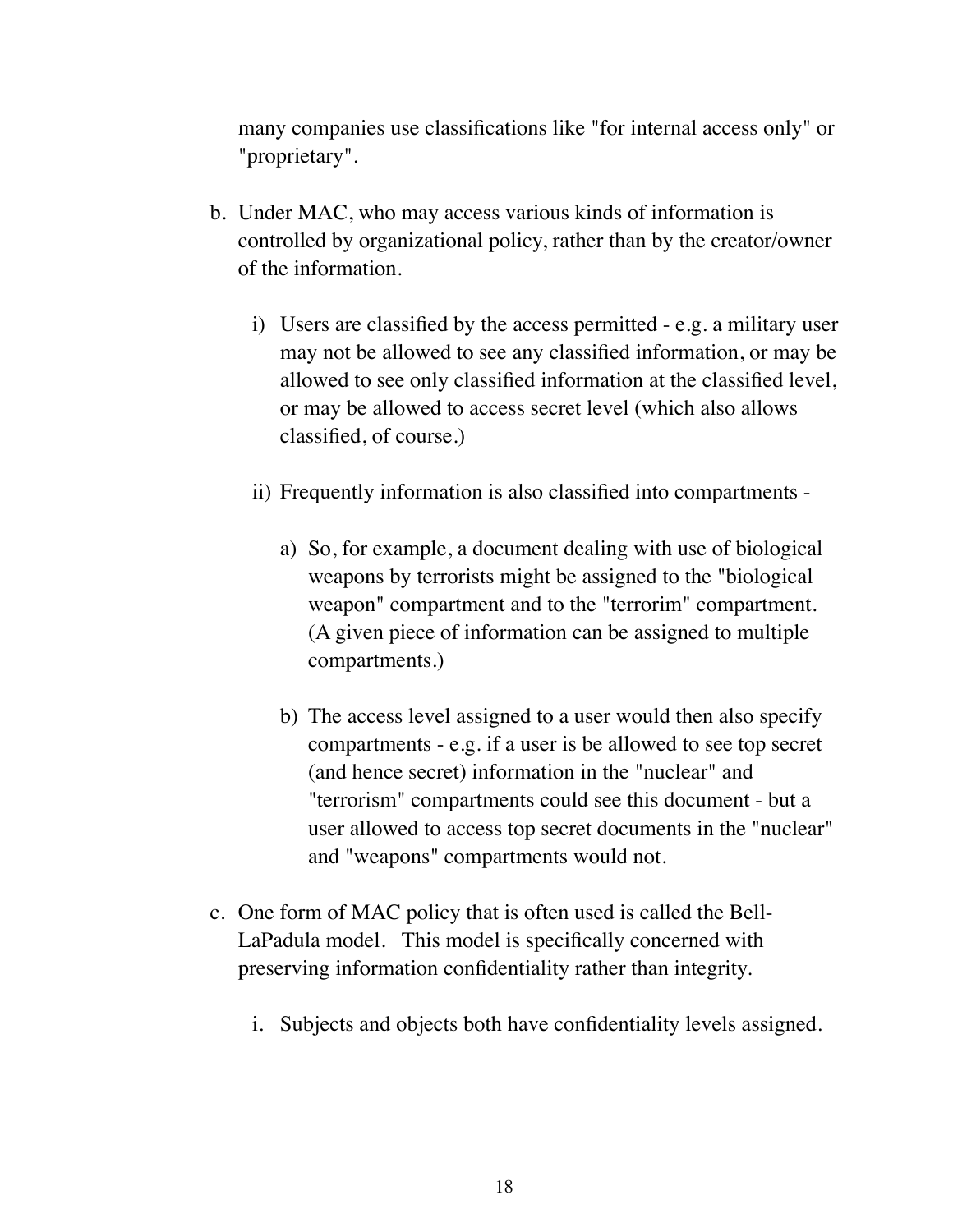many companies use classifications like "for internal access only" or "proprietary".

b. Under MAC, who may access various kinds of information is controlled by organizational policy, rather than by the creator/owner of the information.

   i) Users are classified by the access permitted - e.g. a military user may not be allowed to see any classified information, or may be allowed to see only classified information at the classified level, or may be allowed to access secret level (which also allows classified, of course.)

   ii) Frequently information is also classified into compartments -

      a) So, for example, a document dealing with use of biological weapons by terrorists might be assigned to the "biological weapon" compartment and to the "terrorim" compartment. (A given piece of information can be assigned to multiple compartments.)

      b) The access level assigned to a user would then also specify compartments - e.g. if a user is be allowed to see top secret (and hence secret) information in the "nuclear" and "terrorism" compartments could see this document - but a user allowed to access top secret documents in the "nuclear" and "weapons" compartments would not.

c. One form of MAC policy that is often used is called the Bell-LaPadula model. This model is specifically concerned with preserving information confidentiality rather than integrity.

   i. Subjects and objects both have confidentiality levels assigned.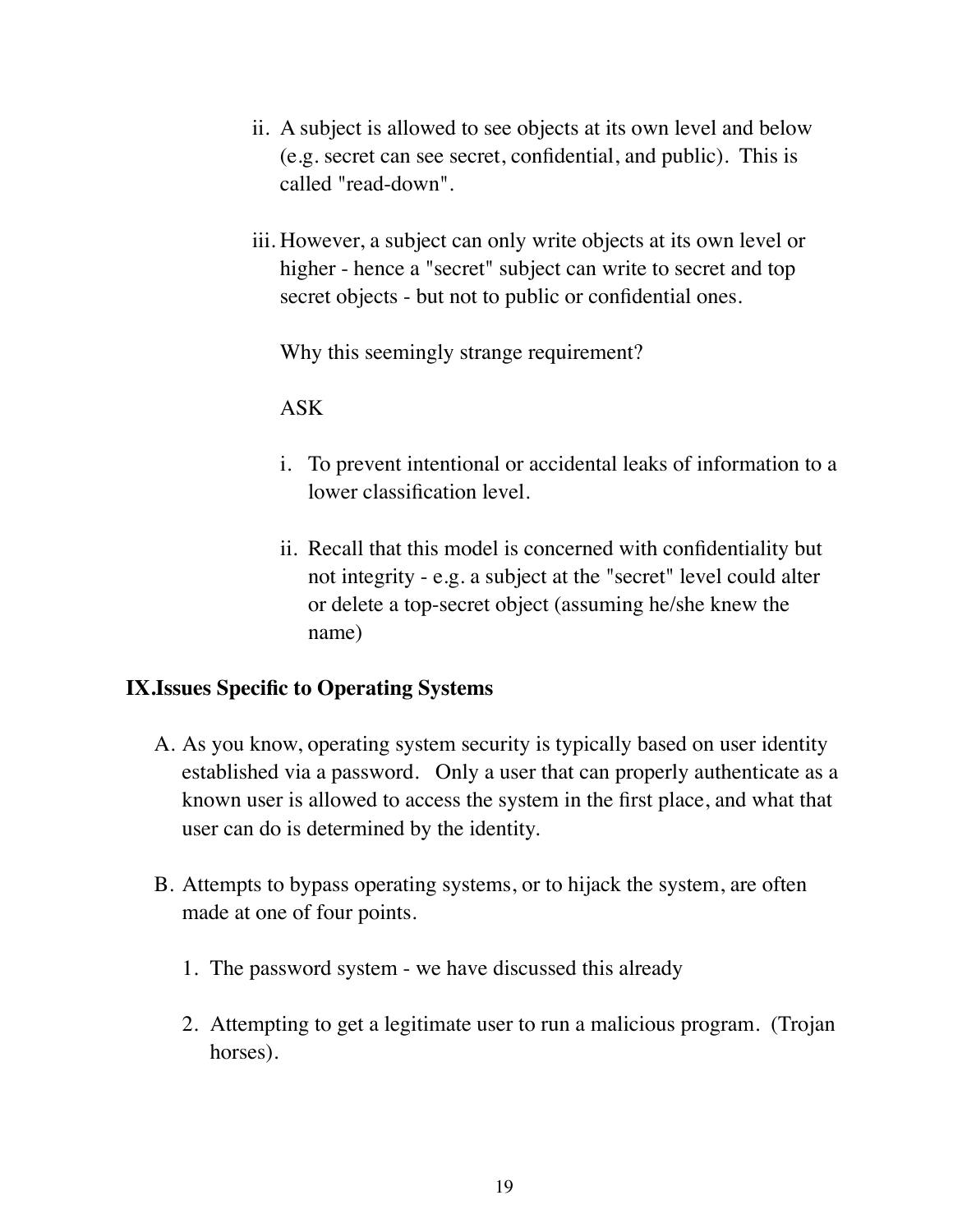ii. A subject is allowed to see objects at its own level and below (e.g. secret can see secret, confidential, and public). This is called "read-down".

iii. However, a subject can only write objects at its own level or higher - hence a "secret" subject can write to secret and top secret objects - but not to public or confidential ones.

   Why this seemingly strange requirement?

   ASK

   i. To prevent intentional or accidental leaks of information to a lower classification level.

   ii. Recall that this model is concerned with confidentiality but not integrity - e.g. a subject at the "secret" level could alter or delete a top-secret object (assuming he/she knew the name)

## IX. Issues Specific to Operating Systems

A. As you know, operating system security is typically based on user identity established via a password. Only a user that can properly authenticate as a known user is allowed to access the system in the first place, and what that user can do is determined by the identity.

B. Attempts to bypass operating systems, or to hijack the system, are often made at one of four points.

   1. The password system - we have discussed this already

   2. Attempting to get a legitimate user to run a malicious program. (Trojan horses).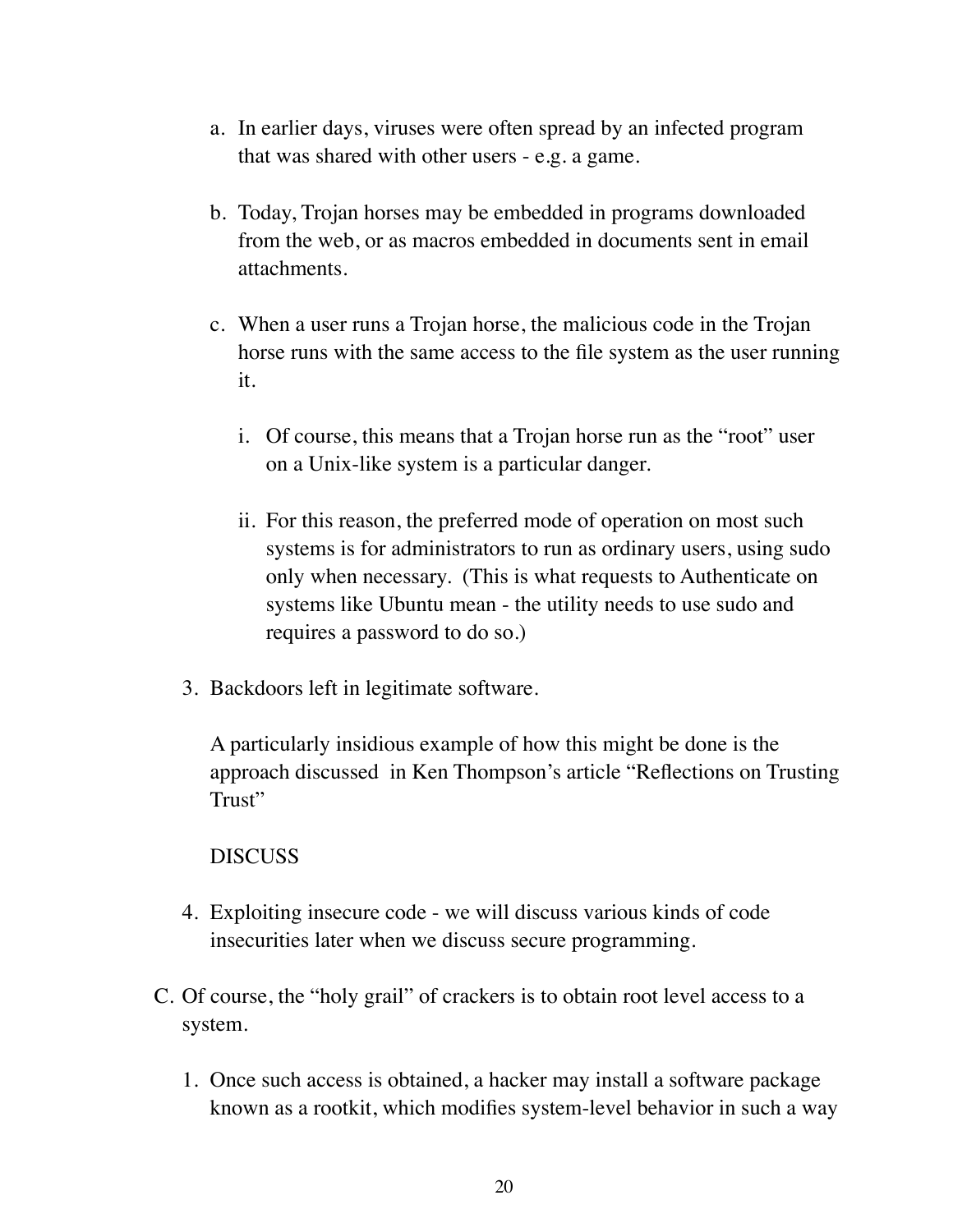a. In earlier days, viruses were often spread by an infected program that was shared with other users - e.g. a game.

b. Today, Trojan horses may be embedded in programs downloaded from the web, or as macros embedded in documents sent in email attachments.

c. When a user runs a Trojan horse, the malicious code in the Trojan horse runs with the same access to the file system as the user running it.

   i. Of course, this means that a Trojan horse run as the "root" user on a Unix-like system is a particular danger.

   ii. For this reason, the preferred mode of operation on most such systems is for administrators to run as ordinary users, using sudo only when necessary. (This is what requests to Authenticate on systems like Ubuntu mean - the utility needs to use sudo and requires a password to do so.)

3. Backdoors left in legitimate software.

   A particularly insidious example of how this might be done is the approach discussed in Ken Thompson's article "Reflections on Trusting Trust"

   DISCUSS

4. Exploiting insecure code - we will discuss various kinds of code insecurities later when we discuss secure programming.

C. Of course, the "holy grail" of crackers is to obtain root level access to a system.

   1. Once such access is obtained, a hacker may install a software package known as a rootkit, which modifies system-level behavior in such a way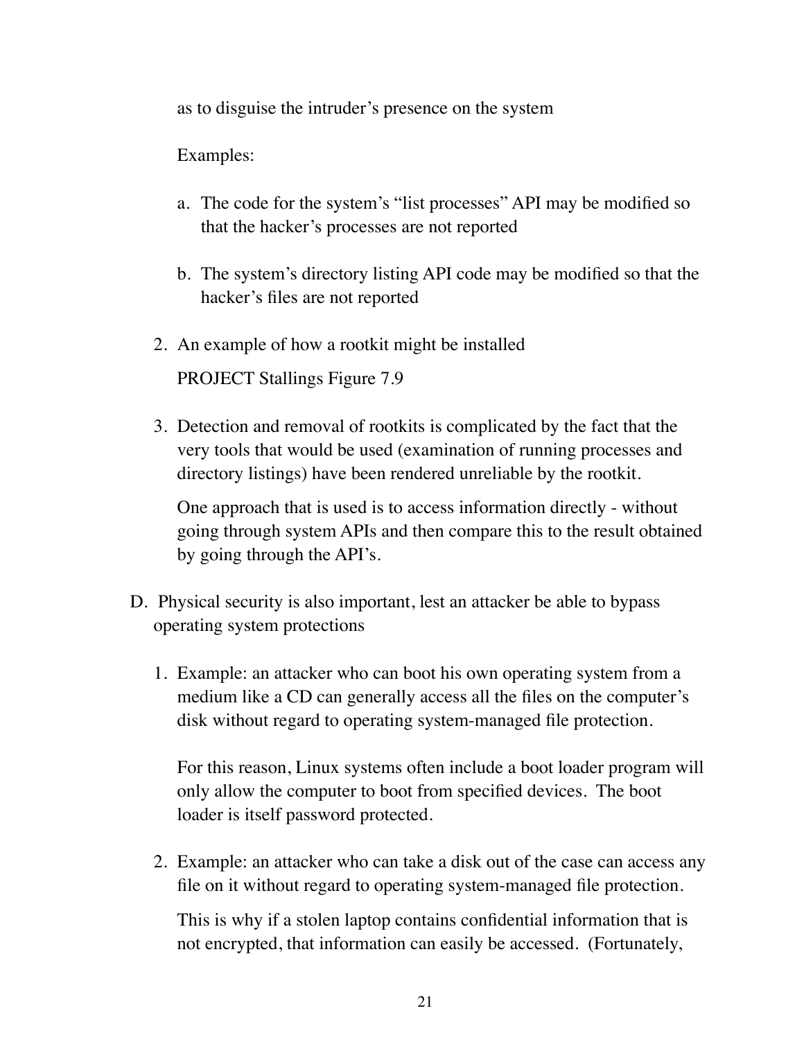as to disguise the intruder's presence on the system

Examples:

a. The code for the system's "list processes" API may be modified so that the hacker's processes are not reported

b. The system's directory listing API code may be modified so that the hacker's files are not reported

2. An example of how a rootkit might be installed

   PROJECT Stallings Figure 7.9

3. Detection and removal of rootkits is complicated by the fact that the very tools that would be used (examination of running processes and directory listings) have been rendered unreliable by the rootkit.

   One approach that is used is to access information directly - without going through system APIs and then compare this to the result obtained by going through the API's.

D. Physical security is also important, lest an attacker be able to bypass operating system protections

1. Example: an attacker who can boot his own operating system from a medium like a CD can generally access all the files on the computer's disk without regard to operating system-managed file protection.

   For this reason, Linux systems often include a boot loader program will only allow the computer to boot from specified devices. The boot loader is itself password protected.

2. Example: an attacker who can take a disk out of the case can access any file on it without regard to operating system-managed file protection.

   This is why if a stolen laptop contains confidential information that is not encrypted, that information can easily be accessed. (Fortunately,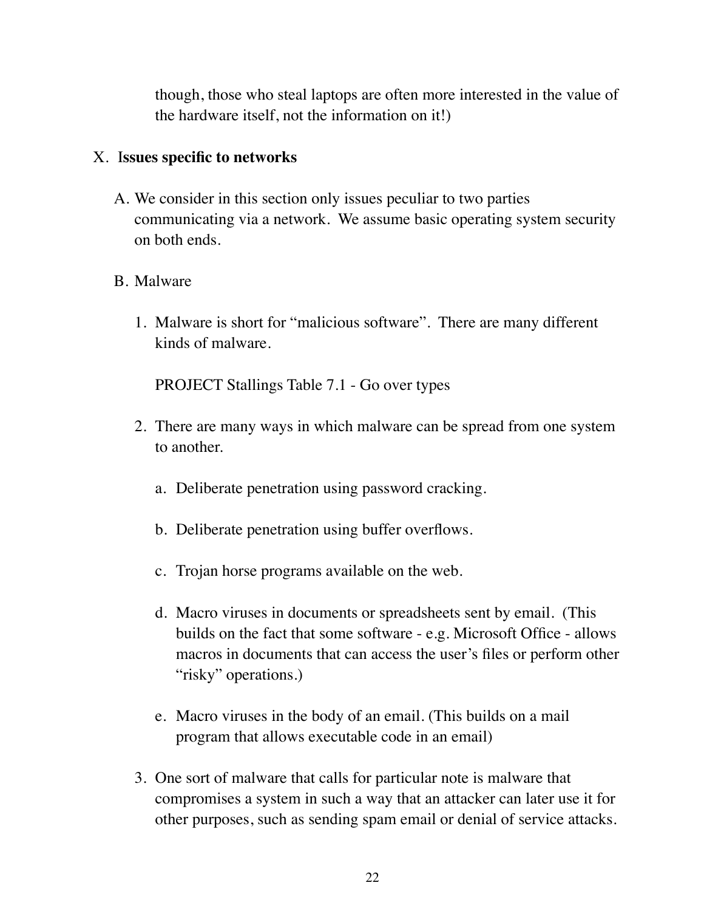though, those who steal laptops are often more interested in the value of the hardware itself, not the information on it!)

X. **Issues specific to networks**

A. We consider in this section only issues peculiar to two parties communicating via a network. We assume basic operating system security on both ends.

B. Malware

1. Malware is short for "malicious software". There are many different kinds of malware.

   PROJECT Stallings Table 7.1 - Go over types

2. There are many ways in which malware can be spread from one system to another.

   a. Deliberate penetration using password cracking.

   b. Deliberate penetration using buffer overflows.

   c. Trojan horse programs available on the web.

   d. Macro viruses in documents or spreadsheets sent by email. (This builds on the fact that some software - e.g. Microsoft Office - allows macros in documents that can access the user's files or perform other "risky" operations.)

   e. Macro viruses in the body of an email. (This builds on a mail program that allows executable code in an email)

3. One sort of malware that calls for particular note is malware that compromises a system in such a way that an attacker can later use it for other purposes, such as sending spam email or denial of service attacks.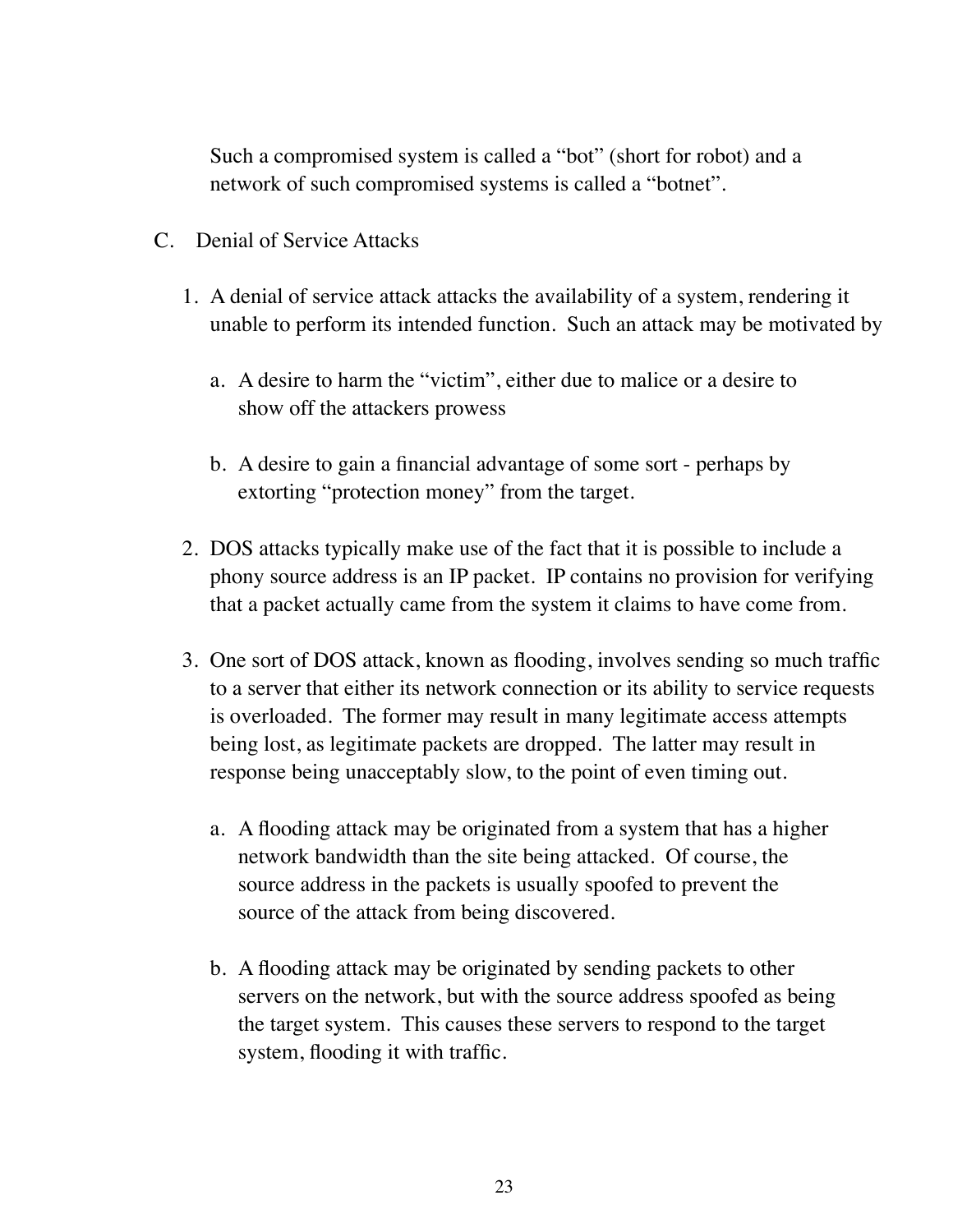Such a compromised system is called a “bot” (short for robot) and a network of such compromised systems is called a “botnet”.

C. Denial of Service Attacks

1. A denial of service attack attacks the availability of a system, rendering it unable to perform its intended function. Such an attack may be motivated by

   a. A desire to harm the “victim”, either due to malice or a desire to show off the attackers prowess

   b. A desire to gain a financial advantage of some sort - perhaps by extorting “protection money” from the target.

2. DOS attacks typically make use of the fact that it is possible to include a phony source address is an IP packet. IP contains no provision for verifying that a packet actually came from the system it claims to have come from.

3. One sort of DOS attack, known as flooding, involves sending so much traffic to a server that either its network connection or its ability to service requests is overloaded. The former may result in many legitimate access attempts being lost, as legitimate packets are dropped. The latter may result in response being unacceptably slow, to the point of even timing out.

   a. A flooding attack may be originated from a system that has a higher network bandwidth than the site being attacked. Of course, the source address in the packets is usually spoofed to prevent the source of the attack from being discovered.

   b. A flooding attack may be originated by sending packets to other servers on the network, but with the source address spoofed as being the target system. This causes these servers to respond to the target system, flooding it with traffic.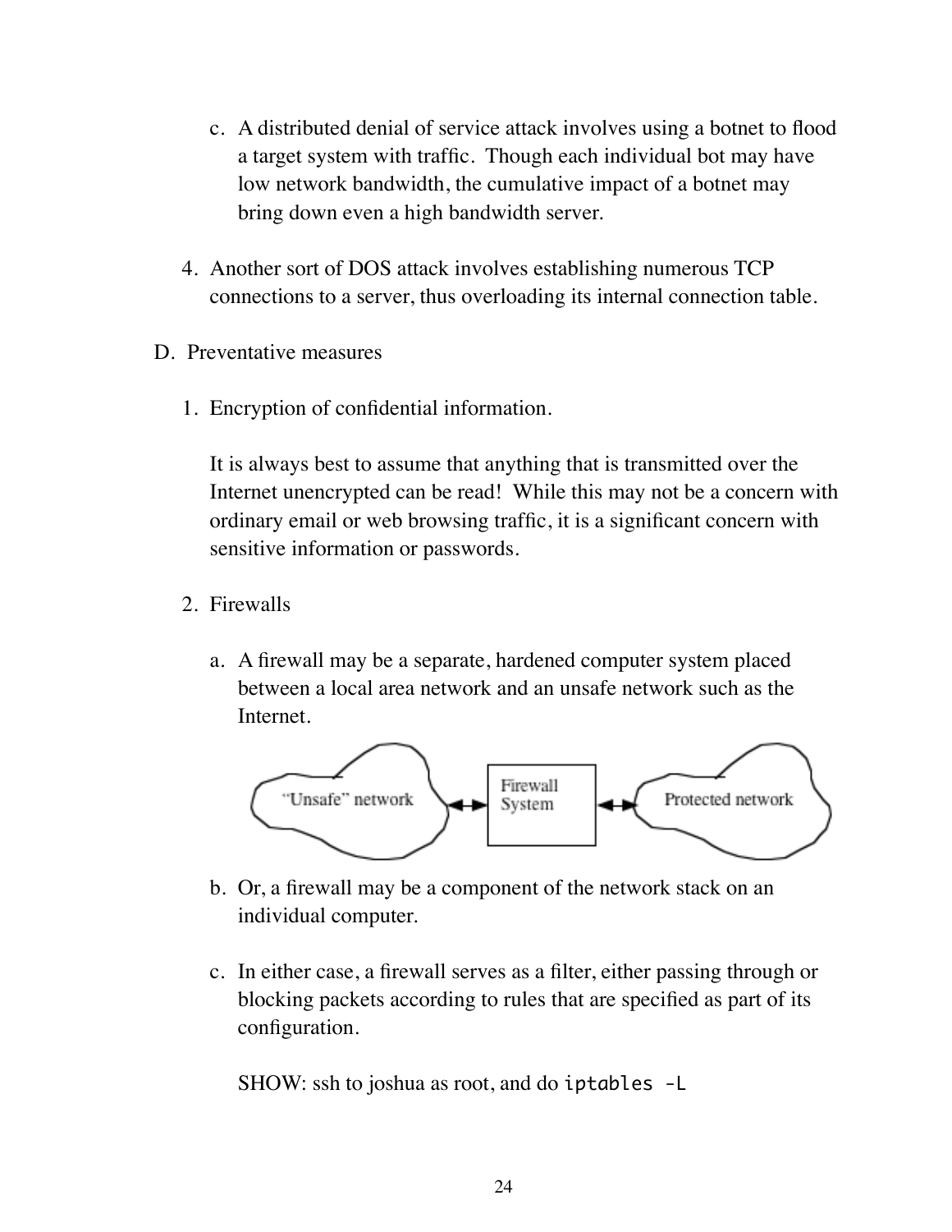c. A distributed denial of service attack involves using a botnet to flood a target system with traffic. Though each individual bot may have low network bandwidth, the cumulative impact of a botnet may bring down even a high bandwidth server.

4. Another sort of DOS attack involves establishing numerous TCP connections to a server, thus overloading its internal connection table.

D. Preventative measures

1. Encryption of confidential information.

   It is always best to assume that anything that is transmitted over the Internet unencrypted can be read! While this may not be a concern with ordinary email or web browsing traffic, it is a significant concern with sensitive information or passwords.

2. Firewalls

   a. A firewall may be a separate, hardened computer system placed between a local area network and an unsafe network such as the Internet.

   "Unsafe" network ◄─► Firewall System ◄─► Protected network

   b. Or, a firewall may be a component of the network stack on an individual computer.

   c. In either case, a firewall serves as a filter, either passing through or blocking packets according to rules that are specified as part of its configuration.

   SHOW: ssh to joshua as root, and do `iptables -L`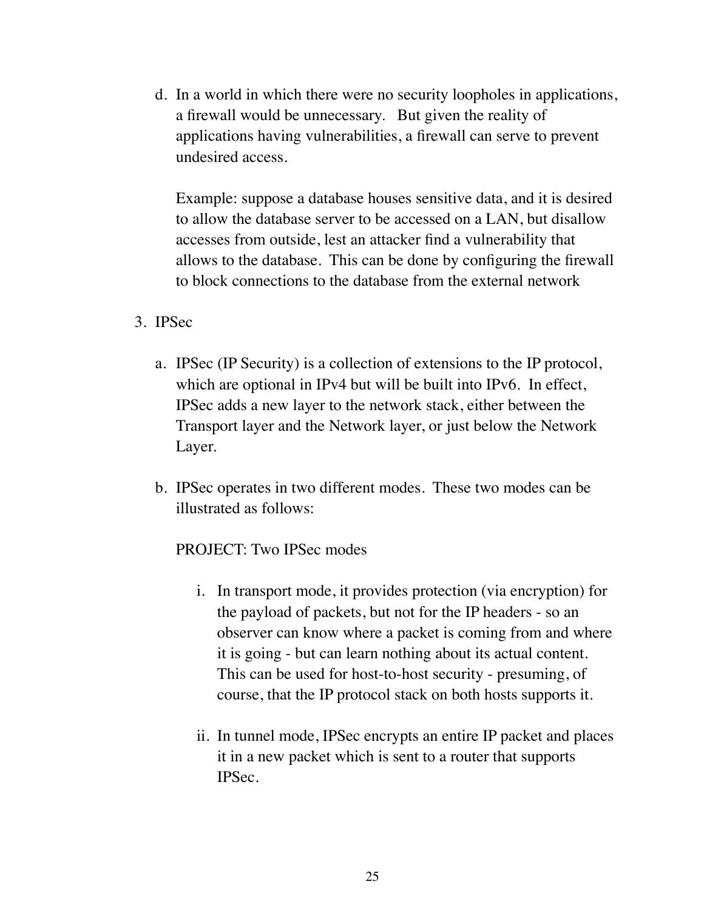d. In a world in which there were no security loopholes in applications, a firewall would be unnecessary. But given the reality of applications having vulnerabilities, a firewall can serve to prevent undesired access.

   Example: suppose a database houses sensitive data, and it is desired to allow the database server to be accessed on a LAN, but disallow accesses from outside, lest an attacker find a vulnerability that allows to the database. This can be done by configuring the firewall to block connections to the database from the external network

3. IPSec

   a. IPSec (IP Security) is a collection of extensions to the IP protocol, which are optional in IPv4 but will be built into IPv6. In effect, IPSec adds a new layer to the network stack, either between the Transport layer and the Network layer, or just below the Network Layer.

   b. IPSec operates in two different modes. These two modes can be illustrated as follows:

      PROJECT: Two IPSec modes

      i. In transport mode, it provides protection (via encryption) for the payload of packets, but not for the IP headers - so an observer can know where a packet is coming from and where it is going - but can learn nothing about its actual content. This can be used for host-to-host security - presuming, of course, that the IP protocol stack on both hosts supports it.

      ii. In tunnel mode, IPSec encrypts an entire IP packet and places it in a new packet which is sent to a router that supports IPSec.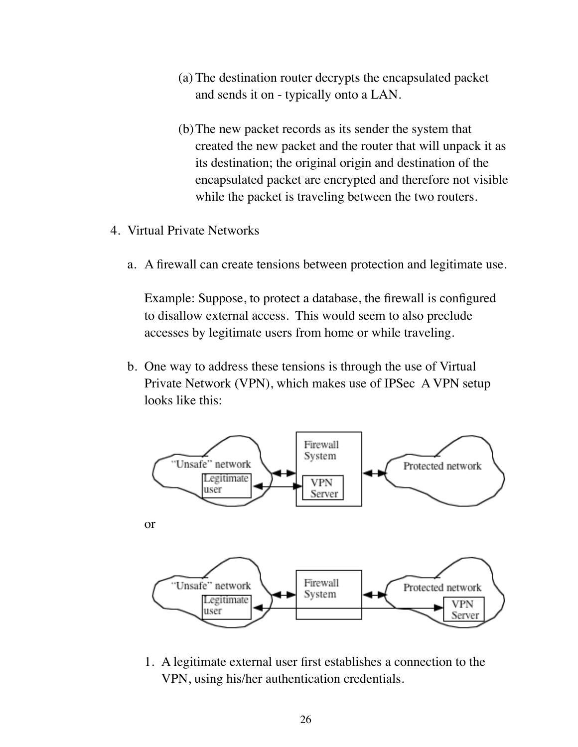(a) The destination router decrypts the encapsulated packet and sends it on - typically onto a LAN.

(b) The new packet records as its sender the system that created the new packet and the router that will unpack it as its destination; the original origin and destination of the encapsulated packet are encrypted and therefore not visible while the packet is traveling between the two routers.

4. Virtual Private Networks

   a. A firewall can create tensions between protection and legitimate use.

      Example: Suppose, to protect a database, the firewall is configured to disallow external access. This would seem to also preclude accesses by legitimate users from home or while traveling.

   b. One way to address these tensions is through the use of Virtual Private Network (VPN), which makes use of IPSec A VPN setup looks like this:

      or

      1. A legitimate external user first establishes a connection to the VPN, using his/her authentication credentials.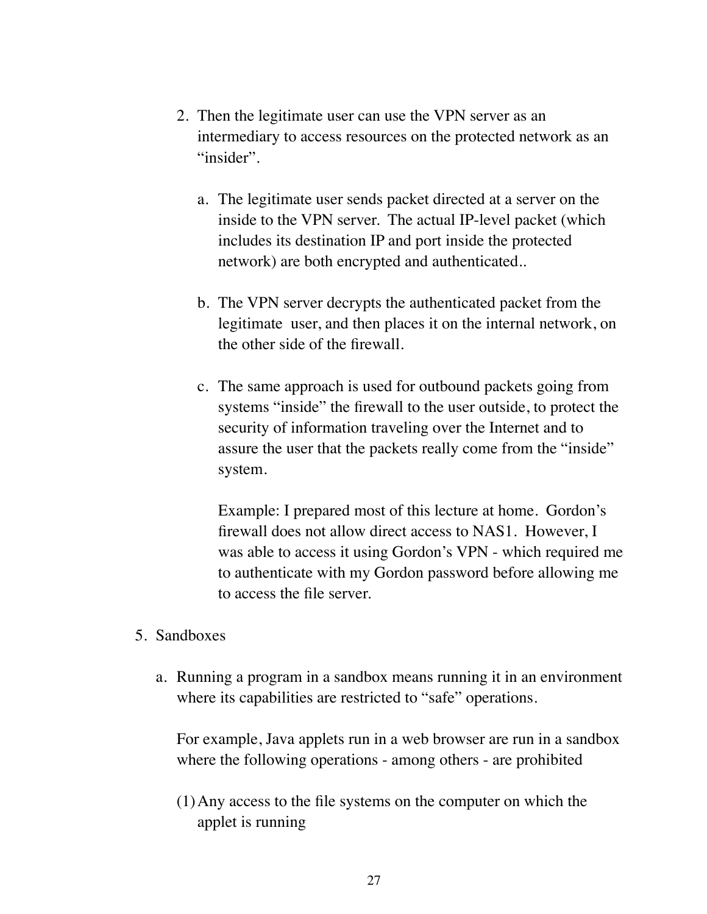2. Then the legitimate user can use the VPN server as an intermediary to access resources on the protected network as an "insider".

    a. The legitimate user sends packet directed at a server on the inside to the VPN server. The actual IP-level packet (which includes its destination IP and port inside the protected network) are both encrypted and authenticated..

    b. The VPN server decrypts the authenticated packet from the legitimate user, and then places it on the internal network, on the other side of the firewall.

    c. The same approach is used for outbound packets going from systems "inside" the firewall to the user outside, to protect the security of information traveling over the Internet and to assure the user that the packets really come from the "inside" system.

        Example: I prepared most of this lecture at home. Gordon's firewall does not allow direct access to NAS1. However, I was able to access it using Gordon's VPN - which required me to authenticate with my Gordon password before allowing me to access the file server.

5. Sandboxes

    a. Running a program in a sandbox means running it in an environment where its capabilities are restricted to "safe" operations.

        For example, Java applets run in a web browser are run in a sandbox where the following operations - among others - are prohibited

        (1) Any access to the file systems on the computer on which the applet is running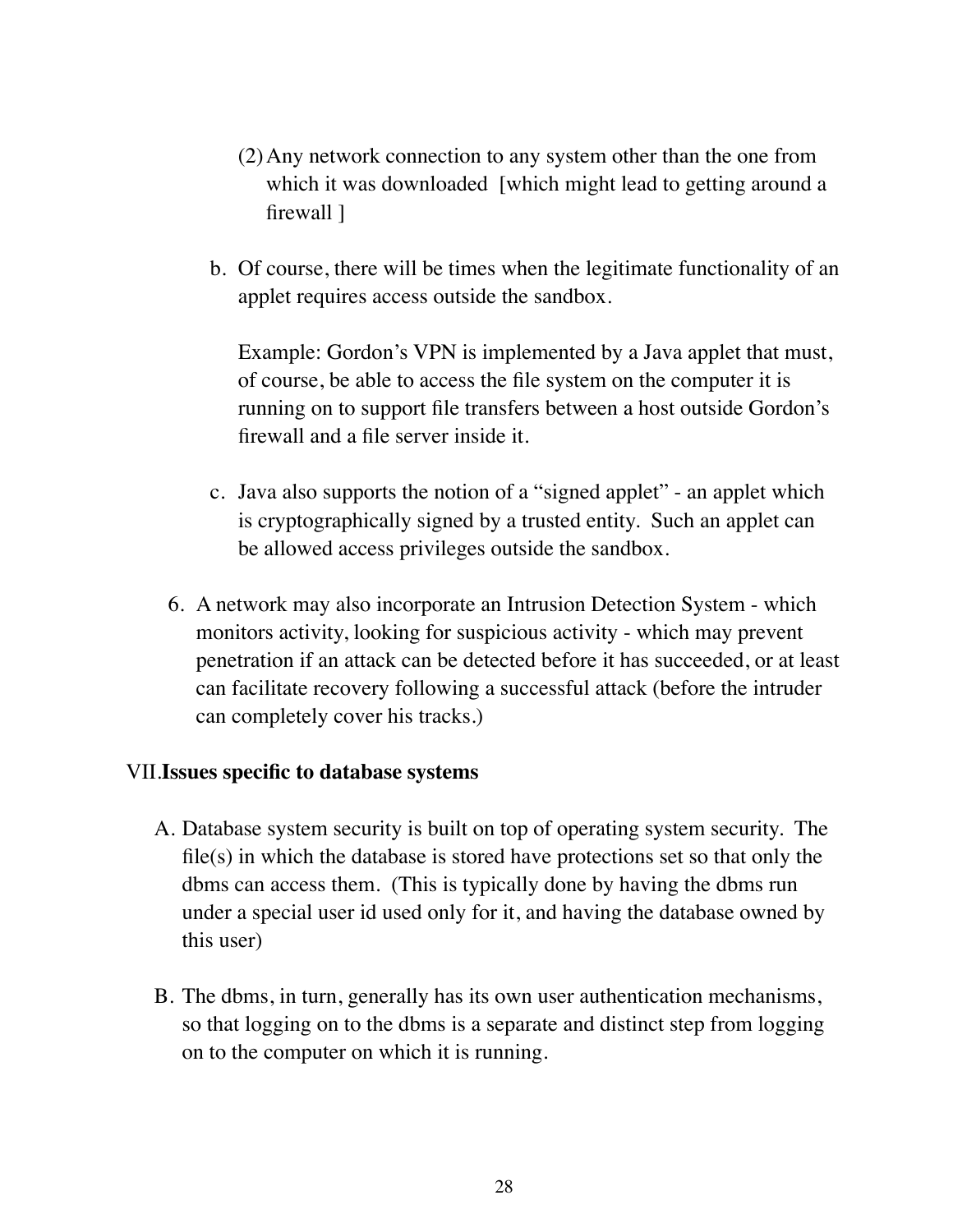(2) Any network connection to any system other than the one from which it was downloaded [which might lead to getting around a firewall ]

b. Of course, there will be times when the legitimate functionality of an applet requires access outside the sandbox.

   Example: Gordon's VPN is implemented by a Java applet that must, of course, be able to access the file system on the computer it is running on to support file transfers between a host outside Gordon's firewall and a file server inside it.

c. Java also supports the notion of a "signed applet" - an applet which is cryptographically signed by a trusted entity. Such an applet can be allowed access privileges outside the sandbox.

6. A network may also incorporate an Intrusion Detection System - which monitors activity, looking for suspicious activity - which may prevent penetration if an attack can be detected before it has succeeded, or at least can facilitate recovery following a successful attack (before the intruder can completely cover his tracks.)

## VII. Issues specific to database systems

A. Database system security is built on top of operating system security. The file(s) in which the database is stored have protections set so that only the dbms can access them. (This is typically done by having the dbms run under a special user id used only for it, and having the database owned by this user)

B. The dbms, in turn, generally has its own user authentication mechanisms, so that logging on to the dbms is a separate and distinct step from logging on to the computer on which it is running.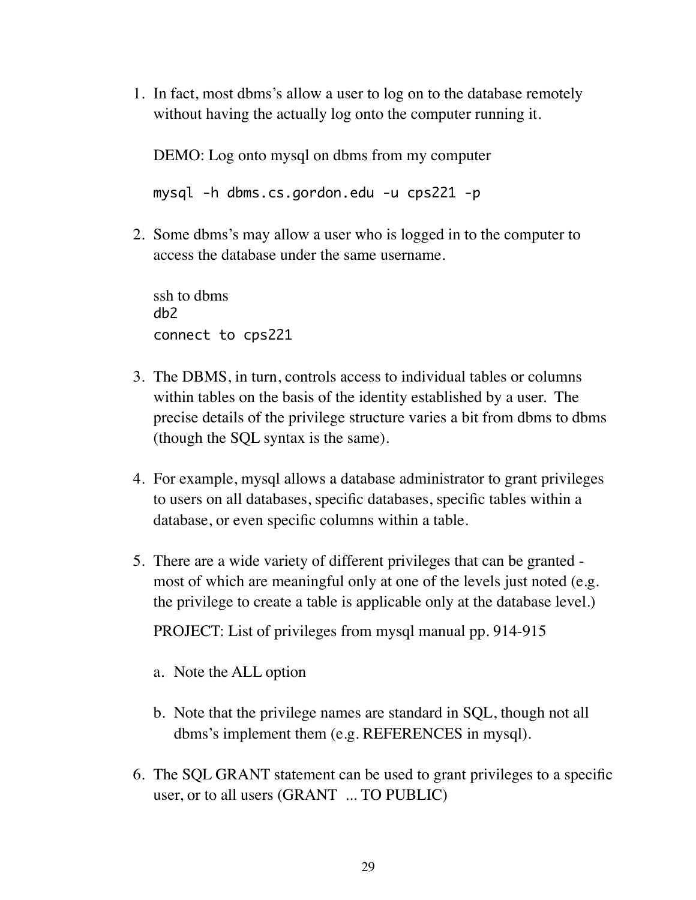1. In fact, most dbms's allow a user to log on to the database remotely without having the actually log onto the computer running it.

   DEMO: Log onto mysql on dbms from my computer

   ```
   mysql -h dbms.cs.gordon.edu -u cps221 -p
   ```

2. Some dbms's may allow a user who is logged in to the computer to access the database under the same username.

   ssh to dbms
   ```
   db2
   connect to cps221
   ```

3. The DBMS, in turn, controls access to individual tables or columns within tables on the basis of the identity established by a user. The precise details of the privilege structure varies a bit from dbms to dbms (though the SQL syntax is the same).

4. For example, mysql allows a database administrator to grant privileges to users on all databases, specific databases, specific tables within a database, or even specific columns within a table.

5. There are a wide variety of different privileges that can be granted - most of which are meaningful only at one of the levels just noted (e.g. the privilege to create a table is applicable only at the database level.)

   PROJECT: List of privileges from mysql manual pp. 914-915

   a. Note the ALL option

   b. Note that the privilege names are standard in SQL, though not all dbms's implement them (e.g. REFERENCES in mysql).

6. The SQL GRANT statement can be used to grant privileges to a specific user, or to all users (GRANT ... TO PUBLIC)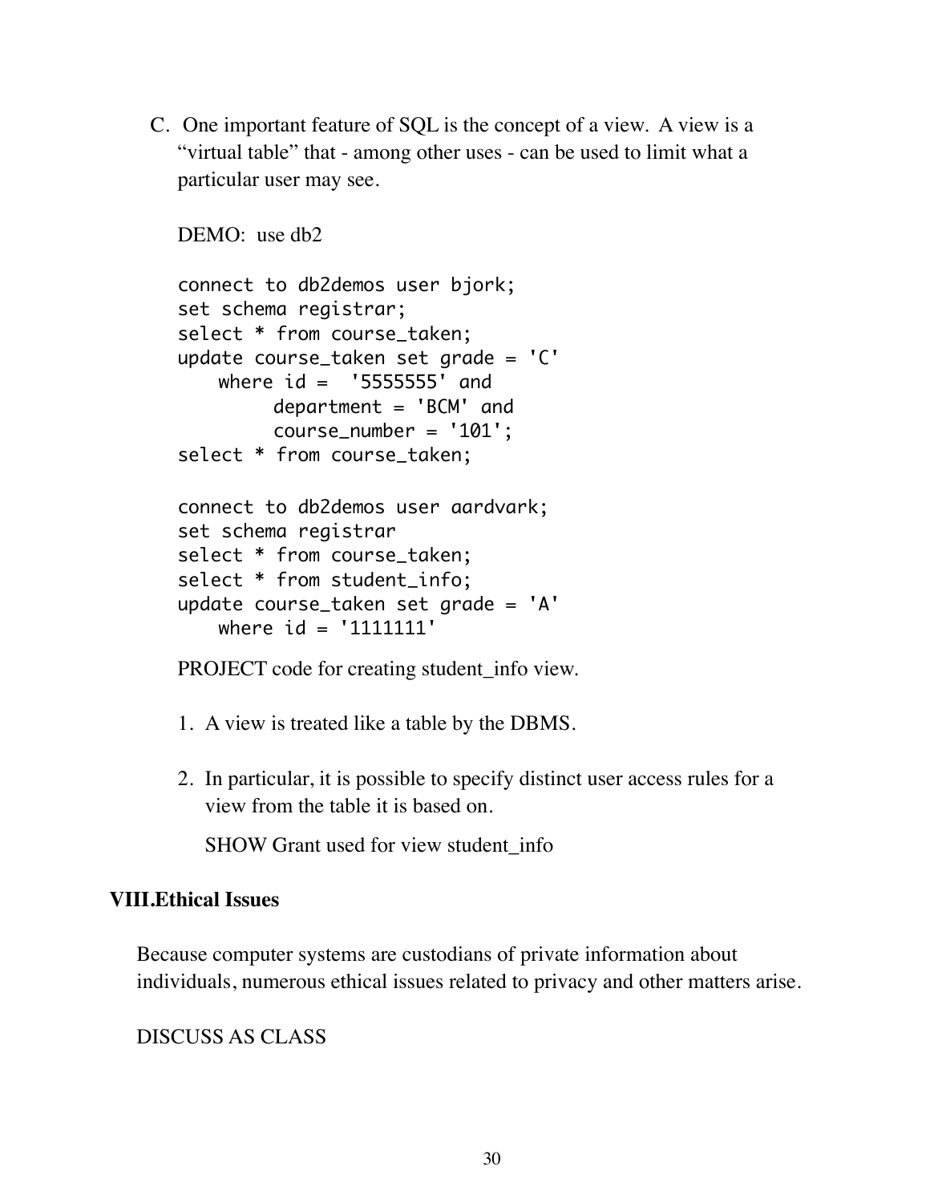C. One important feature of SQL is the concept of a view. A view is a "virtual table" that - among other uses - can be used to limit what a particular user may see.

   DEMO: use db2

```
connect to db2demos user bjork;
set schema registrar;
select * from course_taken;
update course_taken set grade = 'C'
    where id =  '5555555' and
          department = 'BCM' and
          course_number = '101';
select * from course_taken;

connect to db2demos user aardvark;
set schema registrar
select * from course_taken;
select * from student_info;
update course_taken set grade = 'A'
    where id = '1111111'
```

   PROJECT code for creating student_info view.

   1. A view is treated like a table by the DBMS.

   2. In particular, it is possible to specify distinct user access rules for a view from the table it is based on.

      SHOW Grant used for view student_info

## VIII. Ethical Issues

Because computer systems are custodians of private information about individuals, numerous ethical issues related to privacy and other matters arise.

DISCUSS AS CLASS